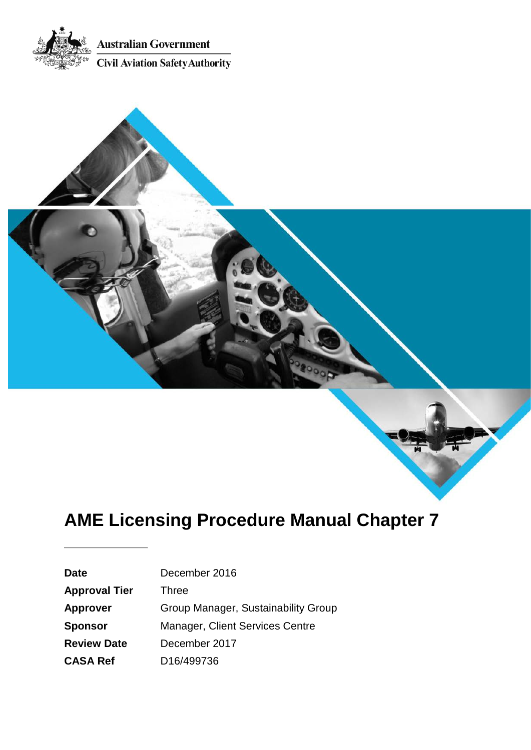Australian Government

Civil Aviation Safety Authority

# AME Licensing Procedure Manual Chapter 7

| | |
|---|---|
| **Date** | December 2016 |
| **Approval Tier** | Three |
| **Approver** | Group Manager, Sustainability Group |
| **Sponsor** | Manager, Client Services Centre |
| **Review Date** | December 2017 |
| **CASA Ref** | D16/499736 |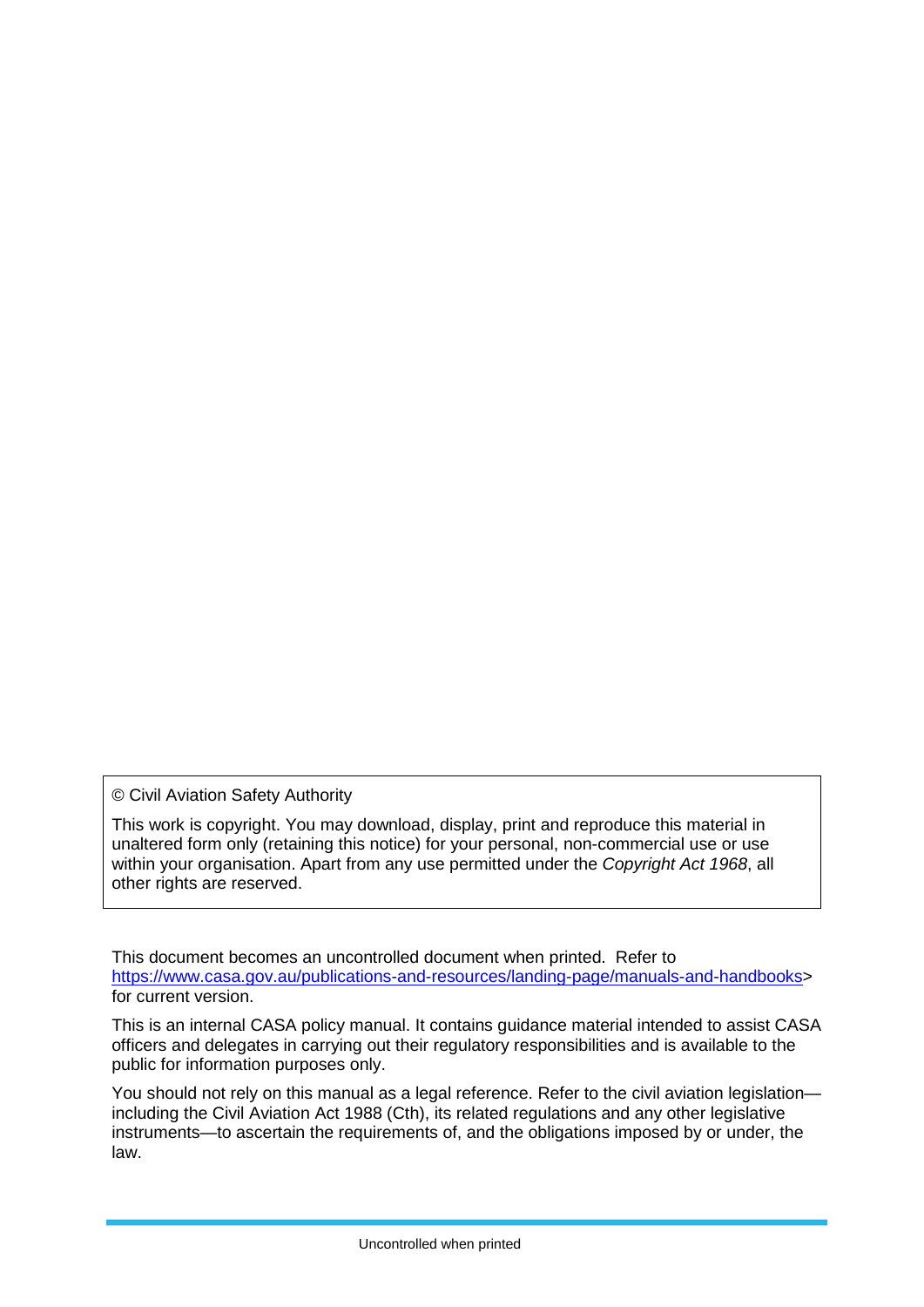© Civil Aviation Safety Authority

This work is copyright. You may download, display, print and reproduce this material in unaltered form only (retaining this notice) for your personal, non-commercial use or use within your organisation. Apart from any use permitted under the *Copyright Act 1968*, all other rights are reserved.

This document becomes an uncontrolled document when printed. Refer to https://www.casa.gov.au/publications-and-resources/landing-page/manuals-and-handbooks> for current version.

This is an internal CASA policy manual. It contains guidance material intended to assist CASA officers and delegates in carrying out their regulatory responsibilities and is available to the public for information purposes only.

You should not rely on this manual as a legal reference. Refer to the civil aviation legislation—including the Civil Aviation Act 1988 (Cth), its related regulations and any other legislative instruments—to ascertain the requirements of, and the obligations imposed by or under, the law.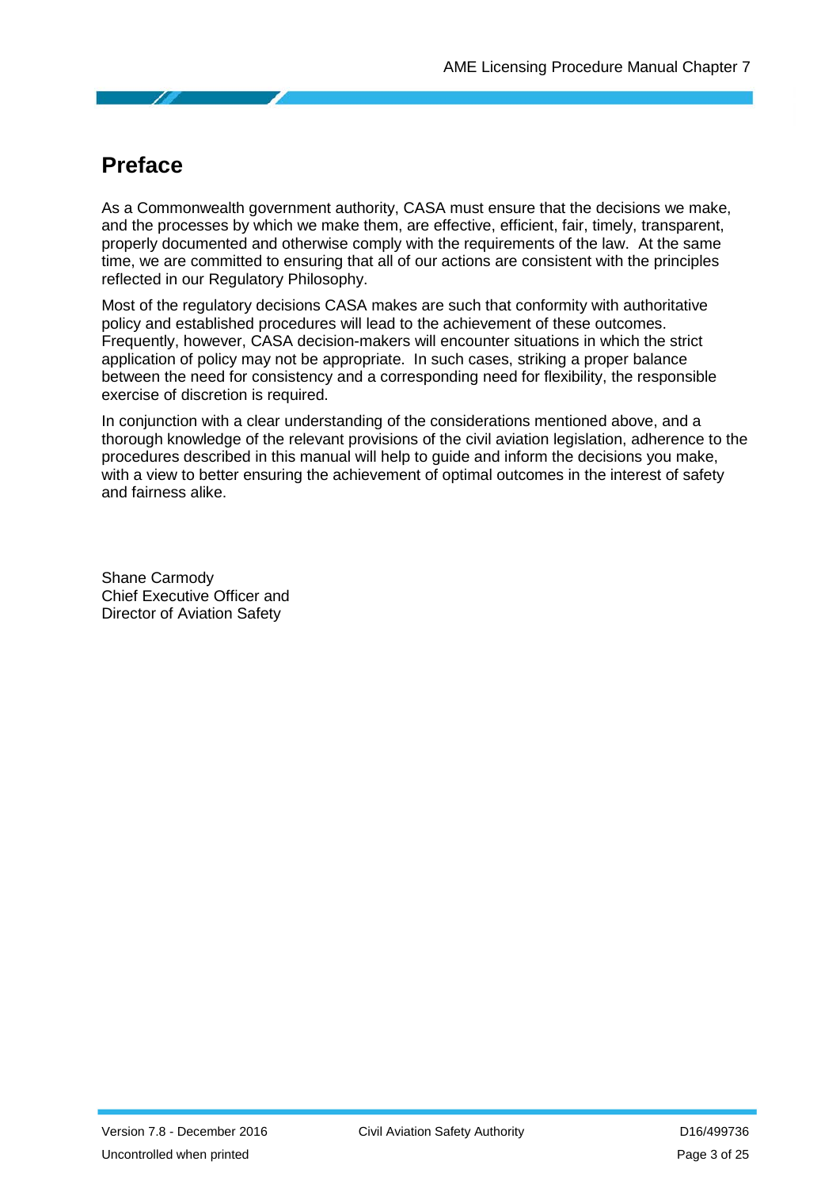# Preface

As a Commonwealth government authority, CASA must ensure that the decisions we make, and the processes by which we make them, are effective, efficient, fair, timely, transparent, properly documented and otherwise comply with the requirements of the law. At the same time, we are committed to ensuring that all of our actions are consistent with the principles reflected in our Regulatory Philosophy.

Most of the regulatory decisions CASA makes are such that conformity with authoritative policy and established procedures will lead to the achievement of these outcomes. Frequently, however, CASA decision-makers will encounter situations in which the strict application of policy may not be appropriate. In such cases, striking a proper balance between the need for consistency and a corresponding need for flexibility, the responsible exercise of discretion is required.

In conjunction with a clear understanding of the considerations mentioned above, and a thorough knowledge of the relevant provisions of the civil aviation legislation, adherence to the procedures described in this manual will help to guide and inform the decisions you make, with a view to better ensuring the achievement of optimal outcomes in the interest of safety and fairness alike.

Shane Carmody
Chief Executive Officer and
Director of Aviation Safety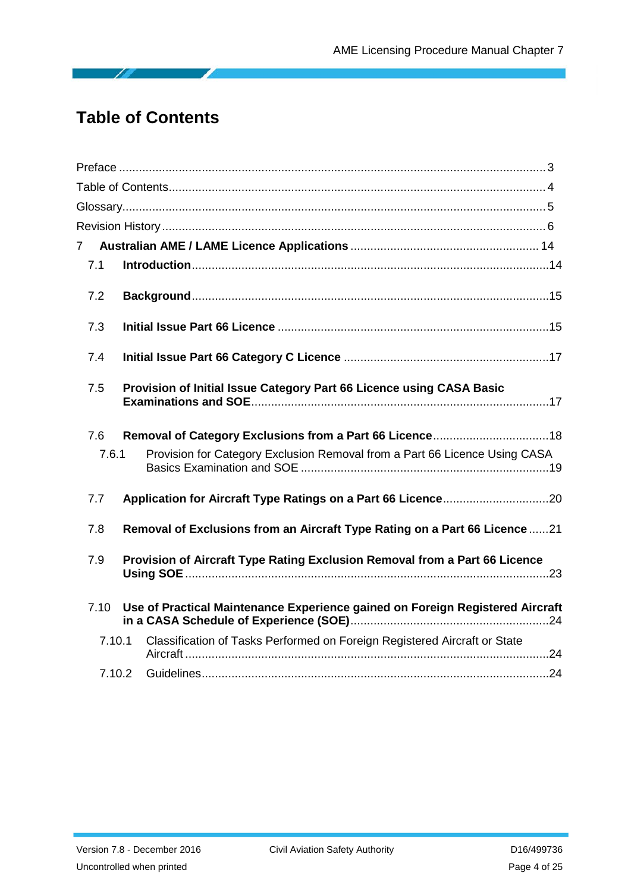# Table of Contents

Preface ..... 3

Table of Contents ..... 4

Glossary ..... 5

Revision History ..... 6

7 **Australian AME / LAME Licence Applications** ..... 14

- 7.1 **Introduction** ..... 14
- 7.2 **Background** ..... 15
- 7.3 **Initial Issue Part 66 Licence** ..... 15
- 7.4 **Initial Issue Part 66 Category C Licence** ..... 17
- 7.5 **Provision of Initial Issue Category Part 66 Licence using CASA Basic Examinations and SOE** ..... 17
- 7.6 **Removal of Category Exclusions from a Part 66 Licence** ..... 18
  - 7.6.1 Provision for Category Exclusion Removal from a Part 66 Licence Using CASA Basics Examination and SOE ..... 19
- 7.7 **Application for Aircraft Type Ratings on a Part 66 Licence** ..... 20
- 7.8 **Removal of Exclusions from an Aircraft Type Rating on a Part 66 Licence** ..... 21
- 7.9 **Provision of Aircraft Type Rating Exclusion Removal from a Part 66 Licence Using SOE** ..... 23
- 7.10 **Use of Practical Maintenance Experience gained on Foreign Registered Aircraft in a CASA Schedule of Experience (SOE)** ..... 24
  - 7.10.1 Classification of Tasks Performed on Foreign Registered Aircraft or State Aircraft ..... 24
  - 7.10.2 Guidelines ..... 24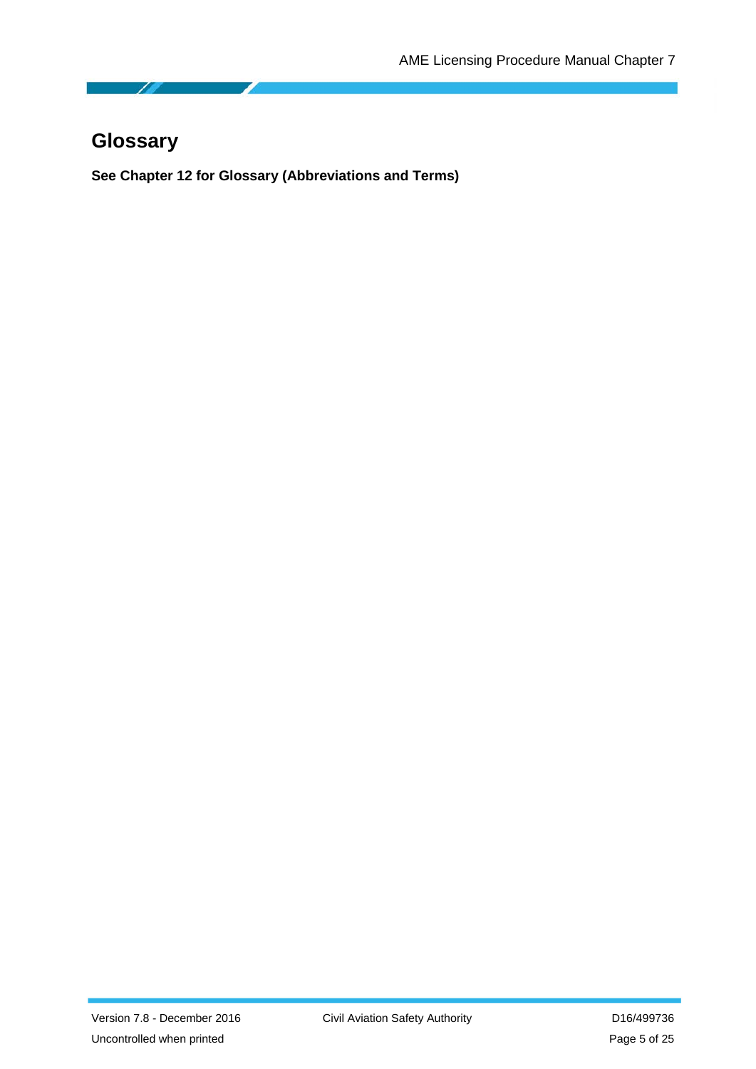# Glossary

**See Chapter 12 for Glossary (Abbreviations and Terms)**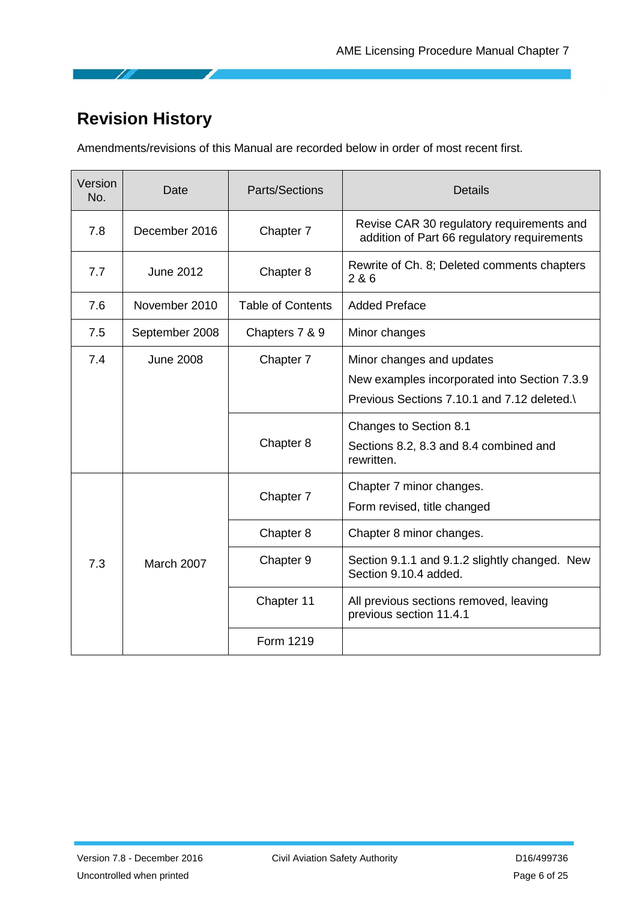## Revision History

Amendments/revisions of this Manual are recorded below in order of most recent first.

| Version No. | Date | Parts/Sections | Details |
|---|---|---|---|
| 7.8 | December 2016 | Chapter 7 | Revise CAR 30 regulatory requirements and addition of Part 66 regulatory requirements |
| 7.7 | June 2012 | Chapter 8 | Rewrite of Ch. 8; Deleted comments chapters 2 & 6 |
| 7.6 | November 2010 | Table of Contents | Added Preface |
| 7.5 | September 2008 | Chapters 7 & 9 | Minor changes |
| 7.4 | June 2008 | Chapter 7 | Minor changes and updates<br>New examples incorporated into Section 7.3.9<br>Previous Sections 7.10.1 and 7.12 deleted.\ |
| | | Chapter 8 | Changes to Section 8.1<br>Sections 8.2, 8.3 and 8.4 combined and rewritten. |
| 7.3 | March 2007 | Chapter 7 | Chapter 7 minor changes.<br>Form revised, title changed |
| | | Chapter 8 | Chapter 8 minor changes. |
| | | Chapter 9 | Section 9.1.1 and 9.1.2 slightly changed. New Section 9.10.4 added. |
| | | Chapter 11 | All previous sections removed, leaving previous section 11.4.1 |
| | | Form 1219 | |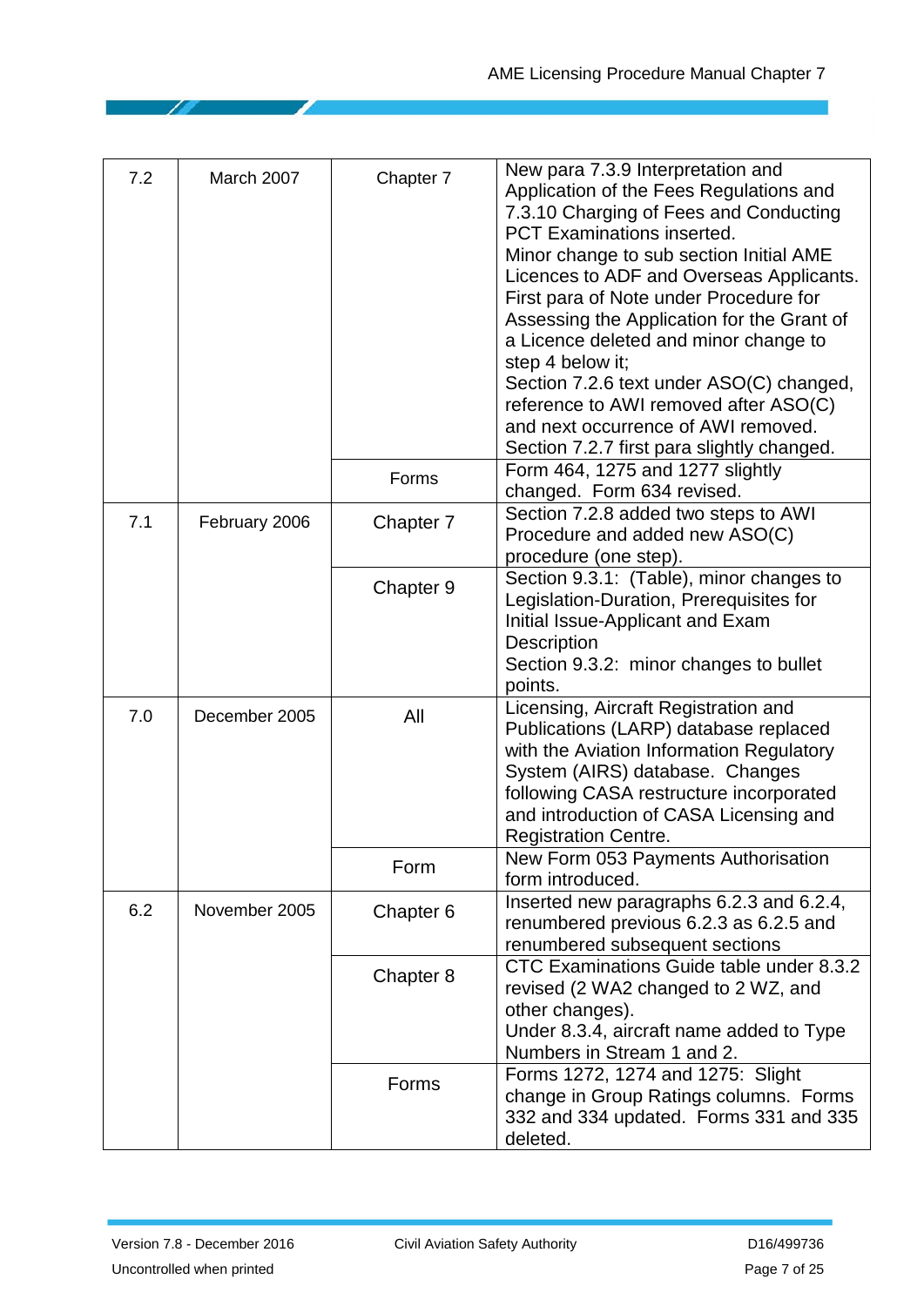| 7.2 | March 2007 | Chapter 7 | New para 7.3.9 Interpretation and Application of the Fees Regulations and 7.3.10 Charging of Fees and Conducting PCT Examinations inserted.<br>Minor change to sub section Initial AME Licences to ADF and Overseas Applicants.<br>First para of Note under Procedure for Assessing the Application for the Grant of a Licence deleted and minor change to step 4 below it;<br>Section 7.2.6 text under ASO(C) changed, reference to AWI removed after ASO(C) and next occurrence of AWI removed.<br>Section 7.2.7 first para slightly changed. |
|---|---|---|---|
| | | Forms | Form 464, 1275 and 1277 slightly changed. Form 634 revised. |
| 7.1 | February 2006 | Chapter 7 | Section 7.2.8 added two steps to AWI Procedure and added new ASO(C) procedure (one step). |
| | | Chapter 9 | Section 9.3.1: (Table), minor changes to Legislation-Duration, Prerequisites for Initial Issue-Applicant and Exam Description<br>Section 9.3.2: minor changes to bullet points. |
| 7.0 | December 2005 | All | Licensing, Aircraft Registration and Publications (LARP) database replaced with the Aviation Information Regulatory System (AIRS) database. Changes following CASA restructure incorporated and introduction of CASA Licensing and Registration Centre. |
| | | Form | New Form 053 Payments Authorisation form introduced. |
| 6.2 | November 2005 | Chapter 6 | Inserted new paragraphs 6.2.3 and 6.2.4, renumbered previous 6.2.3 as 6.2.5 and renumbered subsequent sections |
| | | Chapter 8 | CTC Examinations Guide table under 8.3.2 revised (2 WA2 changed to 2 WZ, and other changes).<br>Under 8.3.4, aircraft name added to Type Numbers in Stream 1 and 2. |
| | | Forms | Forms 1272, 1274 and 1275: Slight change in Group Ratings columns. Forms 332 and 334 updated. Forms 331 and 335 deleted. |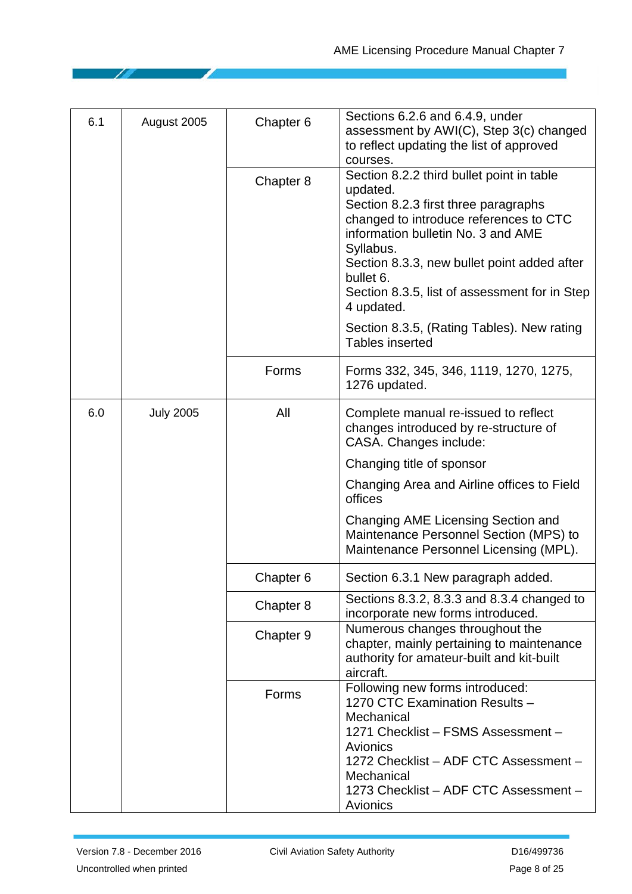| | | | |
|---|---|---|---|
| 6.1 | August 2005 | Chapter 6 | Sections 6.2.6 and 6.4.9, under assessment by AWI(C), Step 3(c) changed to reflect updating the list of approved courses. |
| | | Chapter 8 | Section 8.2.2 third bullet point in table updated.<br>Section 8.2.3 first three paragraphs changed to introduce references to CTC information bulletin No. 3 and AME Syllabus.<br>Section 8.3.3, new bullet point added after bullet 6.<br>Section 8.3.5, list of assessment for in Step 4 updated.<br>Section 8.3.5, (Rating Tables). New rating Tables inserted |
| | | Forms | Forms 332, 345, 346, 1119, 1270, 1275, 1276 updated. |
| 6.0 | July 2005 | All | Complete manual re-issued to reflect changes introduced by re-structure of CASA. Changes include:<br>Changing title of sponsor<br>Changing Area and Airline offices to Field offices<br>Changing AME Licensing Section and Maintenance Personnel Section (MPS) to Maintenance Personnel Licensing (MPL). |
| | | Chapter 6 | Section 6.3.1 New paragraph added. |
| | | Chapter 8 | Sections 8.3.2, 8.3.3 and 8.3.4 changed to incorporate new forms introduced. |
| | | Chapter 9 | Numerous changes throughout the chapter, mainly pertaining to maintenance authority for amateur-built and kit-built aircraft. |
| | | Forms | Following new forms introduced:<br>1270 CTC Examination Results – Mechanical<br>1271 Checklist – FSMS Assessment – Avionics<br>1272 Checklist – ADF CTC Assessment – Mechanical<br>1273 Checklist – ADF CTC Assessment – Avionics |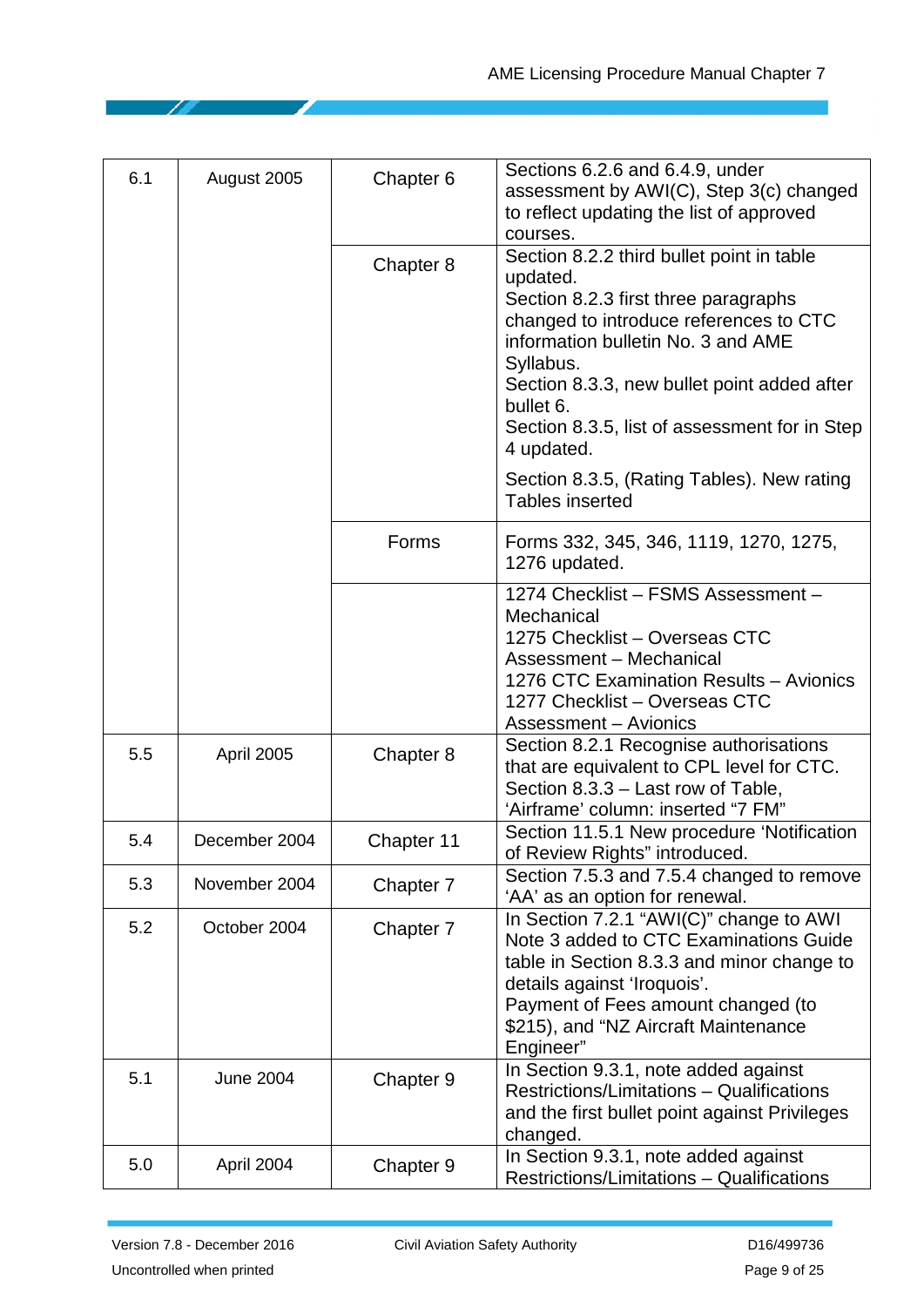| | | | |
|---|---|---|---|
| 6.1 | August 2005 | Chapter 6 | Sections 6.2.6 and 6.4.9, under assessment by AWI(C), Step 3(c) changed to reflect updating the list of approved courses. |
| | | Chapter 8 | Section 8.2.2 third bullet point in table updated.<br>Section 8.2.3 first three paragraphs changed to introduce references to CTC information bulletin No. 3 and AME Syllabus.<br>Section 8.3.3, new bullet point added after bullet 6.<br>Section 8.3.5, list of assessment for in Step 4 updated.<br>Section 8.3.5, (Rating Tables). New rating Tables inserted |
| | | Forms | Forms 332, 345, 346, 1119, 1270, 1275, 1276 updated. |
| | | | 1274 Checklist – FSMS Assessment – Mechanical<br>1275 Checklist – Overseas CTC Assessment – Mechanical<br>1276 CTC Examination Results – Avionics<br>1277 Checklist – Overseas CTC Assessment – Avionics |
| 5.5 | April 2005 | Chapter 8 | Section 8.2.1 Recognise authorisations that are equivalent to CPL level for CTC.<br>Section 8.3.3 – Last row of Table, 'Airframe' column: inserted "7 FM" |
| 5.4 | December 2004 | Chapter 11 | Section 11.5.1 New procedure 'Notification of Review Rights" introduced. |
| 5.3 | November 2004 | Chapter 7 | Section 7.5.3 and 7.5.4 changed to remove 'AA' as an option for renewal. |
| 5.2 | October 2004 | Chapter 7 | In Section 7.2.1 "AWI(C)" change to AWI<br>Note 3 added to CTC Examinations Guide table in Section 8.3.3 and minor change to details against 'Iroquois'.<br>Payment of Fees amount changed (to $215), and "NZ Aircraft Maintenance Engineer" |
| 5.1 | June 2004 | Chapter 9 | In Section 9.3.1, note added against Restrictions/Limitations – Qualifications and the first bullet point against Privileges changed. |
| 5.0 | April 2004 | Chapter 9 | In Section 9.3.1, note added against Restrictions/Limitations – Qualifications |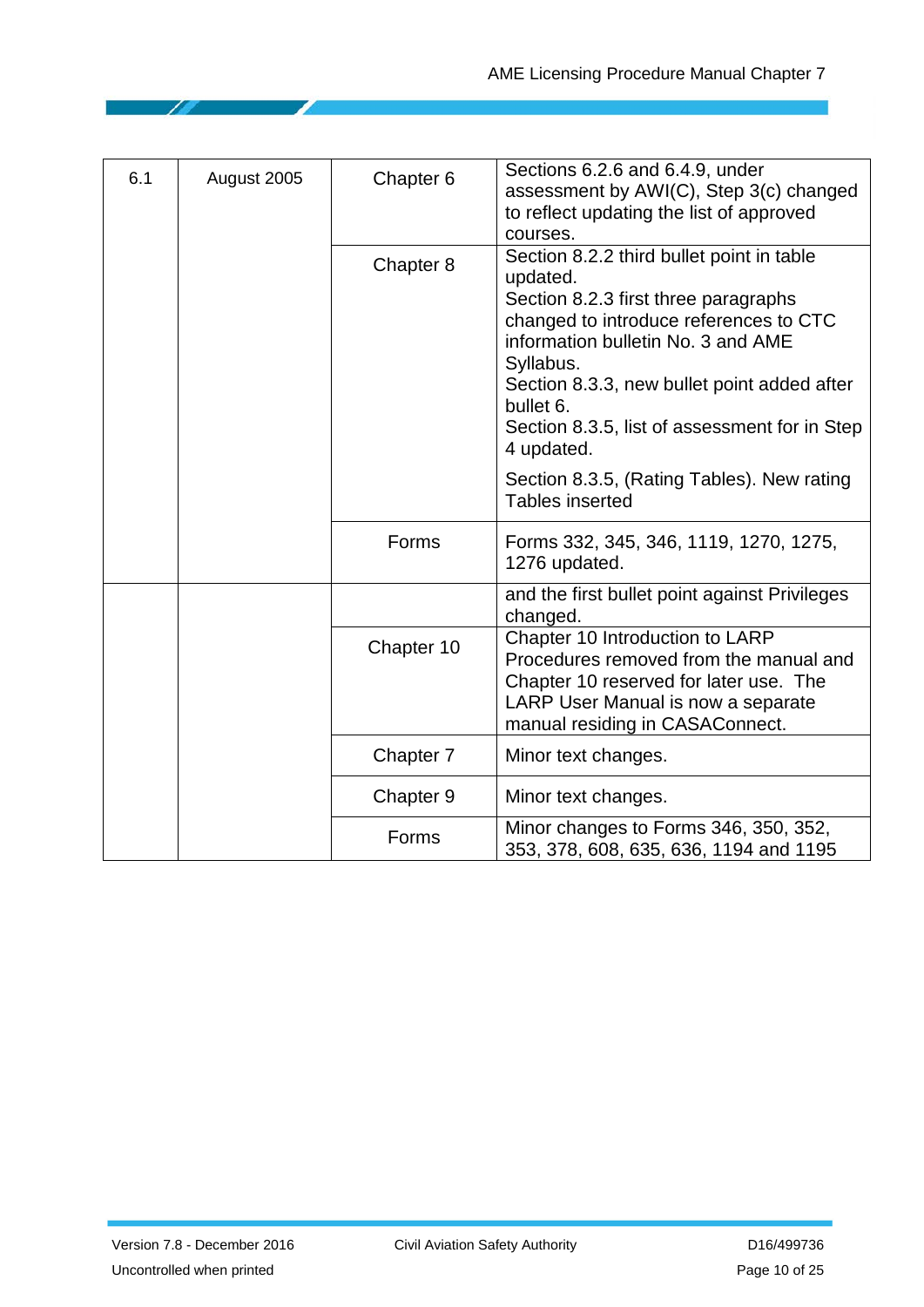| | | | |
|---|---|---|---|
| 6.1 | August 2005 | Chapter 6 | Sections 6.2.6 and 6.4.9, under assessment by AWI(C), Step 3(c) changed to reflect updating the list of approved courses. |
| | | Chapter 8 | Section 8.2.2 third bullet point in table updated.<br>Section 8.2.3 first three paragraphs changed to introduce references to CTC information bulletin No. 3 and AME Syllabus.<br>Section 8.3.3, new bullet point added after bullet 6.<br>Section 8.3.5, list of assessment for in Step 4 updated.<br>Section 8.3.5, (Rating Tables). New rating Tables inserted |
| | | Forms | Forms 332, 345, 346, 1119, 1270, 1275, 1276 updated. |
| | | | and the first bullet point against Privileges changed. |
| | | Chapter 10 | Chapter 10 Introduction to LARP Procedures removed from the manual and Chapter 10 reserved for later use. The LARP User Manual is now a separate manual residing in CASAConnect. |
| | | Chapter 7 | Minor text changes. |
| | | Chapter 9 | Minor text changes. |
| | | Forms | Minor changes to Forms 346, 350, 352, 353, 378, 608, 635, 636, 1194 and 1195 |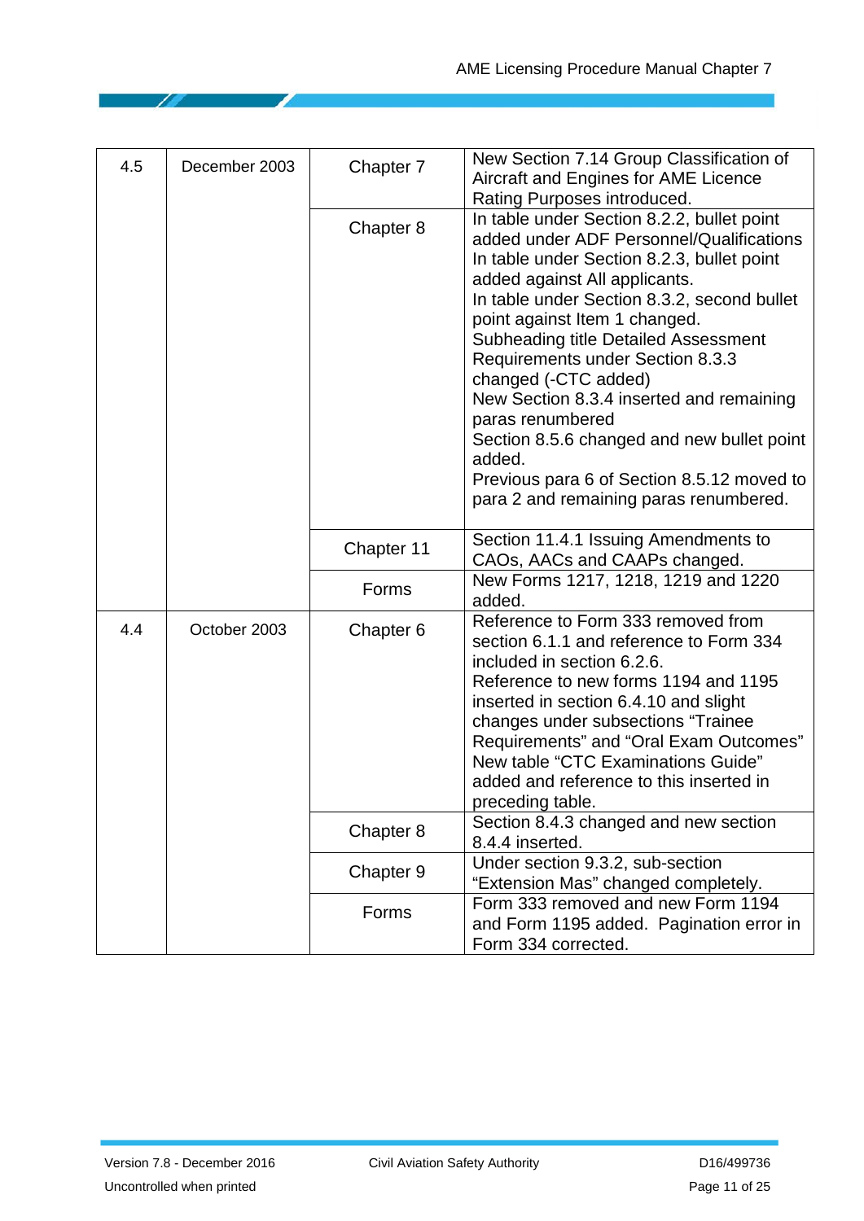| | | | |
|---|---|---|---|
| 4.5 | December 2003 | Chapter 7 | New Section 7.14 Group Classification of Aircraft and Engines for AME Licence Rating Purposes introduced. |
| | | Chapter 8 | In table under Section 8.2.2, bullet point added under ADF Personnel/Qualifications In table under Section 8.2.3, bullet point added against All applicants. In table under Section 8.3.2, second bullet point against Item 1 changed. Subheading title Detailed Assessment Requirements under Section 8.3.3 changed (-CTC added) New Section 8.3.4 inserted and remaining paras renumbered Section 8.5.6 changed and new bullet point added. Previous para 6 of Section 8.5.12 moved to para 2 and remaining paras renumbered. |
| | | Chapter 11 | Section 11.4.1 Issuing Amendments to CAOs, AACs and CAAPs changed. |
| | | Forms | New Forms 1217, 1218, 1219 and 1220 added. |
| 4.4 | October 2003 | Chapter 6 | Reference to Form 333 removed from section 6.1.1 and reference to Form 334 included in section 6.2.6. Reference to new forms 1194 and 1195 inserted in section 6.4.10 and slight changes under subsections “Trainee Requirements” and “Oral Exam Outcomes” New table “CTC Examinations Guide” added and reference to this inserted in preceding table. |
| | | Chapter 8 | Section 8.4.3 changed and new section 8.4.4 inserted. |
| | | Chapter 9 | Under section 9.3.2, sub-section “Extension Mas” changed completely. |
| | | Forms | Form 333 removed and new Form 1194 and Form 1195 added. Pagination error in Form 334 corrected. |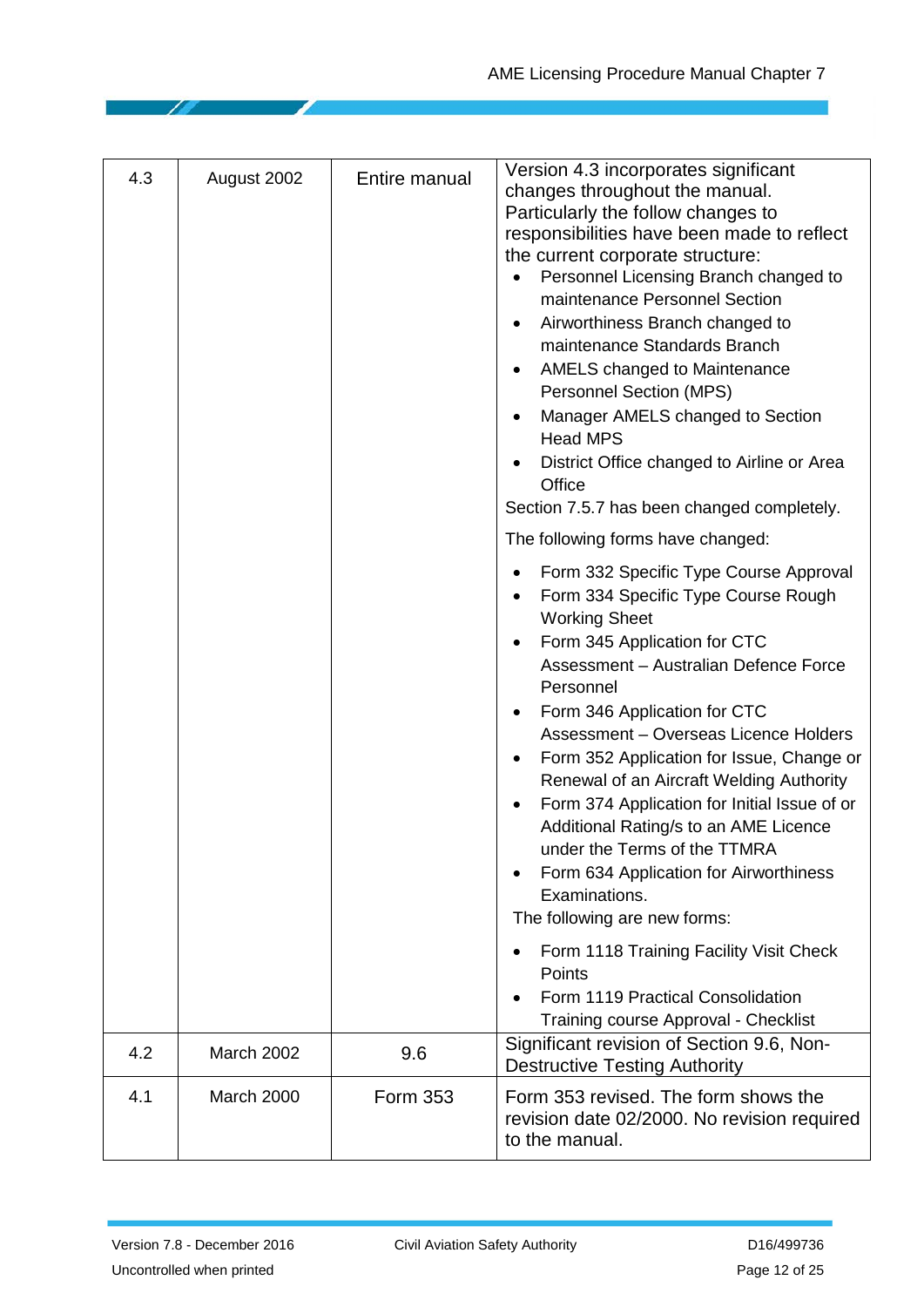| | | | |
|---|---|---|---|
| 4.3 | August 2002 | Entire manual | Version 4.3 incorporates significant changes throughout the manual. Particularly the follow changes to responsibilities have been made to reflect the current corporate structure:<br>• Personnel Licensing Branch changed to maintenance Personnel Section<br>• Airworthiness Branch changed to maintenance Standards Branch<br>• AMELS changed to Maintenance Personnel Section (MPS)<br>• Manager AMELS changed to Section Head MPS<br>• District Office changed to Airline or Area Office<br>Section 7.5.7 has been changed completely.<br>The following forms have changed:<br>• Form 332 Specific Type Course Approval<br>• Form 334 Specific Type Course Rough Working Sheet<br>• Form 345 Application for CTC Assessment – Australian Defence Force Personnel<br>• Form 346 Application for CTC Assessment – Overseas Licence Holders<br>• Form 352 Application for Issue, Change or Renewal of an Aircraft Welding Authority<br>• Form 374 Application for Initial Issue of or Additional Rating/s to an AME Licence under the Terms of the TTMRA<br>• Form 634 Application for Airworthiness Examinations.<br>The following are new forms:<br>• Form 1118 Training Facility Visit Check Points<br>• Form 1119 Practical Consolidation Training course Approval - Checklist |
| 4.2 | March 2002 | 9.6 | Significant revision of Section 9.6, Non-Destructive Testing Authority |
| 4.1 | March 2000 | Form 353 | Form 353 revised. The form shows the revision date 02/2000. No revision required to the manual. |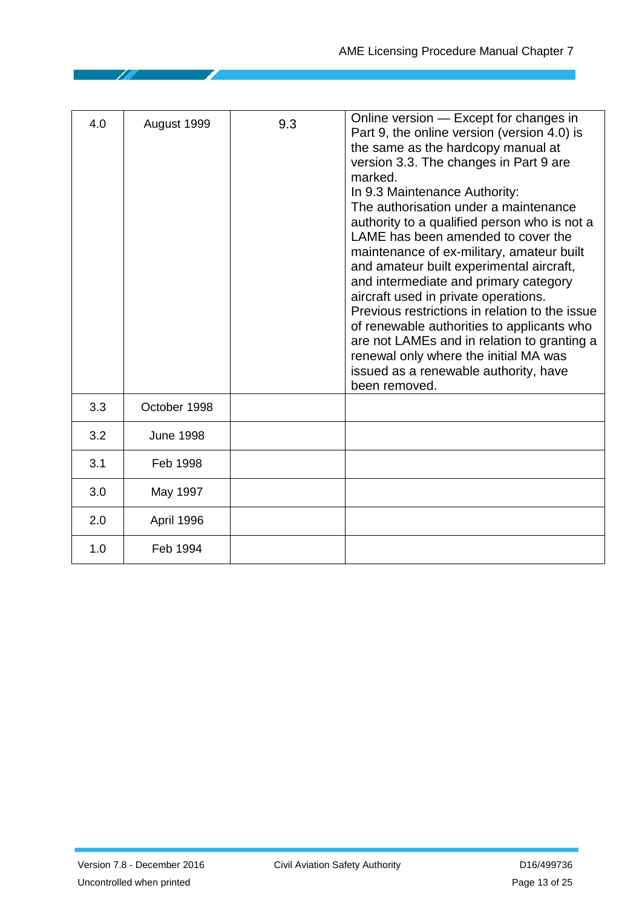| | | | |
|---|---|---|---|
| 4.0 | August 1999 | 9.3 | Online version — Except for changes in Part 9, the online version (version 4.0) is the same as the hardcopy manual at version 3.3. The changes in Part 9 are marked. In 9.3 Maintenance Authority: The authorisation under a maintenance authority to a qualified person who is not a LAME has been amended to cover the maintenance of ex-military, amateur built and amateur built experimental aircraft, and intermediate and primary category aircraft used in private operations. Previous restrictions in relation to the issue of renewable authorities to applicants who are not LAMEs and in relation to granting a renewal only where the initial MA was issued as a renewable authority, have been removed. |
| 3.3 | October 1998 | | |
| 3.2 | June 1998 | | |
| 3.1 | Feb 1998 | | |
| 3.0 | May 1997 | | |
| 2.0 | April 1996 | | |
| 1.0 | Feb 1994 | | |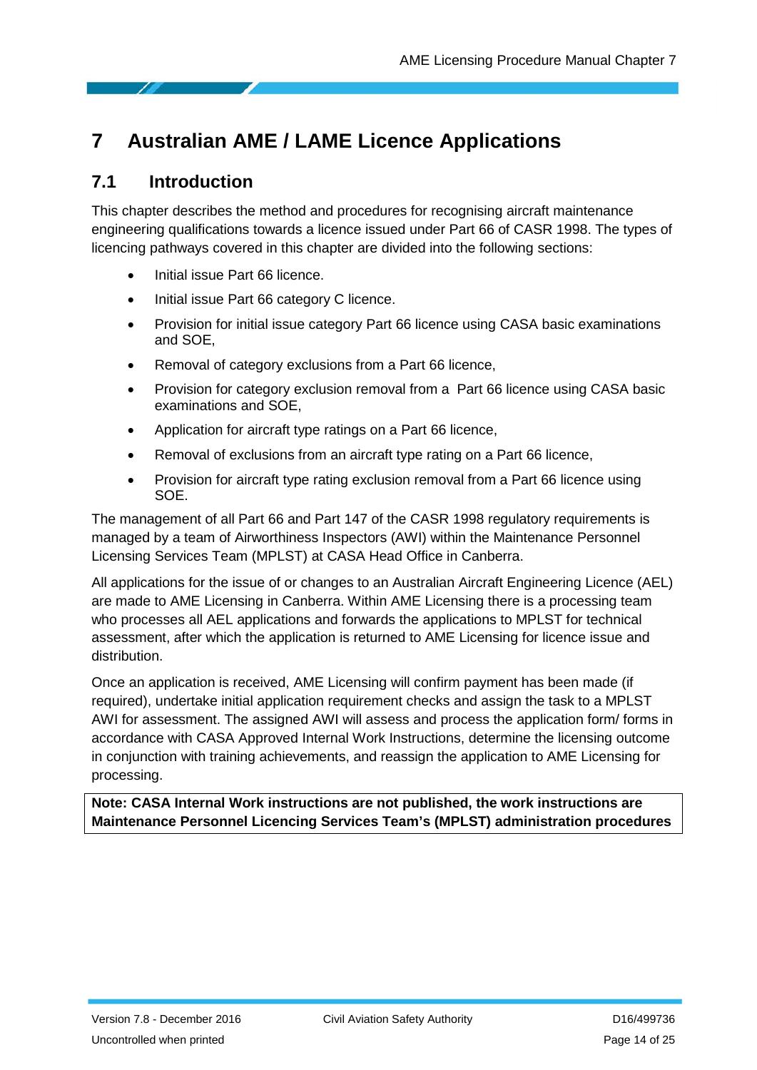# 7 Australian AME / LAME Licence Applications

## 7.1 Introduction

This chapter describes the method and procedures for recognising aircraft maintenance engineering qualifications towards a licence issued under Part 66 of CASR 1998. The types of licencing pathways covered in this chapter are divided into the following sections:

- Initial issue Part 66 licence.
- Initial issue Part 66 category C licence.
- Provision for initial issue category Part 66 licence using CASA basic examinations and SOE,
- Removal of category exclusions from a Part 66 licence,
- Provision for category exclusion removal from a Part 66 licence using CASA basic examinations and SOE,
- Application for aircraft type ratings on a Part 66 licence,
- Removal of exclusions from an aircraft type rating on a Part 66 licence,
- Provision for aircraft type rating exclusion removal from a Part 66 licence using SOE.

The management of all Part 66 and Part 147 of the CASR 1998 regulatory requirements is managed by a team of Airworthiness Inspectors (AWI) within the Maintenance Personnel Licensing Services Team (MPLST) at CASA Head Office in Canberra.

All applications for the issue of or changes to an Australian Aircraft Engineering Licence (AEL) are made to AME Licensing in Canberra. Within AME Licensing there is a processing team who processes all AEL applications and forwards the applications to MPLST for technical assessment, after which the application is returned to AME Licensing for licence issue and distribution.

Once an application is received, AME Licensing will confirm payment has been made (if required), undertake initial application requirement checks and assign the task to a MPLST AWI for assessment. The assigned AWI will assess and process the application form/ forms in accordance with CASA Approved Internal Work Instructions, determine the licensing outcome in conjunction with training achievements, and reassign the application to AME Licensing for processing.

**Note: CASA Internal Work instructions are not published, the work instructions are Maintenance Personnel Licencing Services Team's (MPLST) administration procedures**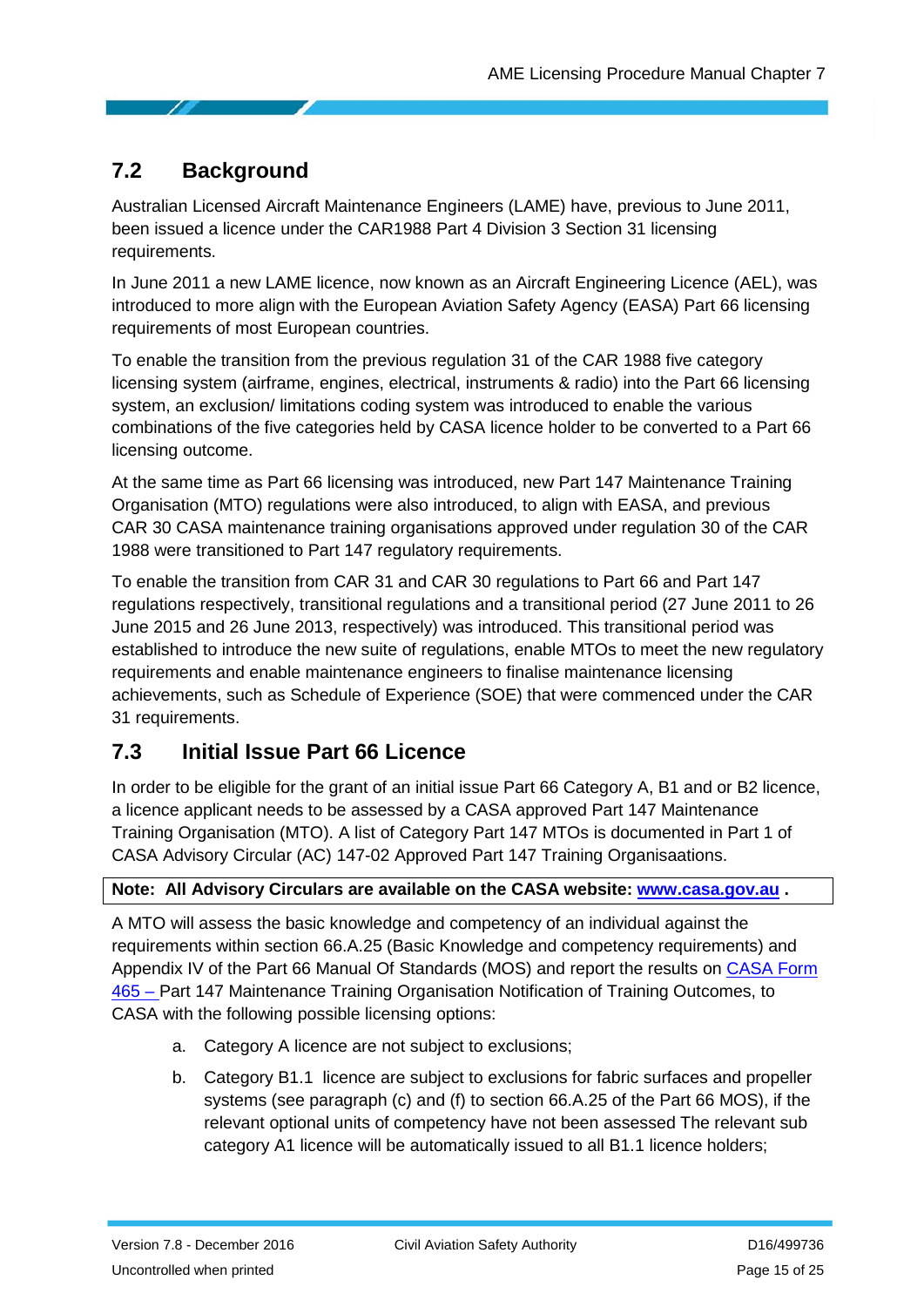## 7.2 Background

Australian Licensed Aircraft Maintenance Engineers (LAME) have, previous to June 2011, been issued a licence under the CAR1988 Part 4 Division 3 Section 31 licensing requirements.

In June 2011 a new LAME licence, now known as an Aircraft Engineering Licence (AEL), was introduced to more align with the European Aviation Safety Agency (EASA) Part 66 licensing requirements of most European countries.

To enable the transition from the previous regulation 31 of the CAR 1988 five category licensing system (airframe, engines, electrical, instruments & radio) into the Part 66 licensing system, an exclusion/ limitations coding system was introduced to enable the various combinations of the five categories held by CASA licence holder to be converted to a Part 66 licensing outcome.

At the same time as Part 66 licensing was introduced, new Part 147 Maintenance Training Organisation (MTO) regulations were also introduced, to align with EASA, and previous CAR 30 CASA maintenance training organisations approved under regulation 30 of the CAR 1988 were transitioned to Part 147 regulatory requirements.

To enable the transition from CAR 31 and CAR 30 regulations to Part 66 and Part 147 regulations respectively, transitional regulations and a transitional period (27 June 2011 to 26 June 2015 and 26 June 2013, respectively) was introduced. This transitional period was established to introduce the new suite of regulations, enable MTOs to meet the new regulatory requirements and enable maintenance engineers to finalise maintenance licensing achievements, such as Schedule of Experience (SOE) that were commenced under the CAR 31 requirements.

## 7.3 Initial Issue Part 66 Licence

In order to be eligible for the grant of an initial issue Part 66 Category A, B1 and or B2 licence, a licence applicant needs to be assessed by a CASA approved Part 147 Maintenance Training Organisation (MTO). A list of Category Part 147 MTOs is documented in Part 1 of CASA Advisory Circular (AC) 147-02 Approved Part 147 Training Organisaations.

**Note: All Advisory Circulars are available on the CASA website: www.casa.gov.au .**

A MTO will assess the basic knowledge and competency of an individual against the requirements within section 66.A.25 (Basic Knowledge and competency requirements) and Appendix IV of the Part 66 Manual Of Standards (MOS) and report the results on CASA Form 465 – Part 147 Maintenance Training Organisation Notification of Training Outcomes, to CASA with the following possible licensing options:

a. Category A licence are not subject to exclusions;

b. Category B1.1 licence are subject to exclusions for fabric surfaces and propeller systems (see paragraph (c) and (f) to section 66.A.25 of the Part 66 MOS), if the relevant optional units of competency have not been assessed The relevant sub category A1 licence will be automatically issued to all B1.1 licence holders;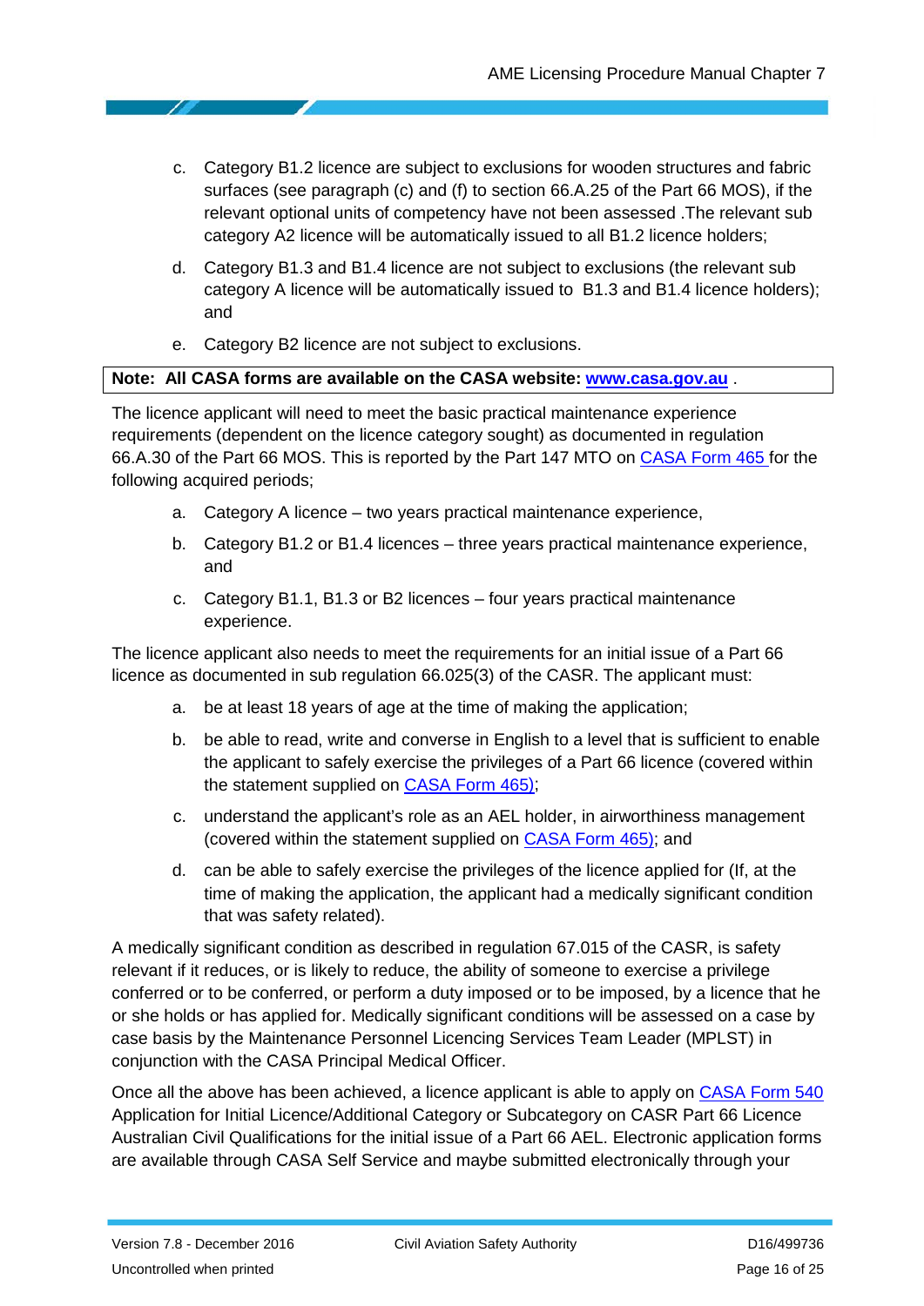c. Category B1.2 licence are subject to exclusions for wooden structures and fabric surfaces (see paragraph (c) and (f) to section 66.A.25 of the Part 66 MOS), if the relevant optional units of competency have not been assessed .The relevant sub category A2 licence will be automatically issued to all B1.2 licence holders;

d. Category B1.3 and B1.4 licence are not subject to exclusions (the relevant sub category A licence will be automatically issued to B1.3 and B1.4 licence holders); and

e. Category B2 licence are not subject to exclusions.

**Note: All CASA forms are available on the CASA website: www.casa.gov.au** .

The licence applicant will need to meet the basic practical maintenance experience requirements (dependent on the licence category sought) as documented in regulation 66.A.30 of the Part 66 MOS. This is reported by the Part 147 MTO on CASA Form 465 for the following acquired periods;

a. Category A licence – two years practical maintenance experience,

b. Category B1.2 or B1.4 licences – three years practical maintenance experience, and

c. Category B1.1, B1.3 or B2 licences – four years practical maintenance experience.

The licence applicant also needs to meet the requirements for an initial issue of a Part 66 licence as documented in sub regulation 66.025(3) of the CASR. The applicant must:

a. be at least 18 years of age at the time of making the application;

b. be able to read, write and converse in English to a level that is sufficient to enable the applicant to safely exercise the privileges of a Part 66 licence (covered within the statement supplied on CASA Form 465);

c. understand the applicant's role as an AEL holder, in airworthiness management (covered within the statement supplied on CASA Form 465); and

d. can be able to safely exercise the privileges of the licence applied for (If, at the time of making the application, the applicant had a medically significant condition that was safety related).

A medically significant condition as described in regulation 67.015 of the CASR, is safety relevant if it reduces, or is likely to reduce, the ability of someone to exercise a privilege conferred or to be conferred, or perform a duty imposed or to be imposed, by a licence that he or she holds or has applied for. Medically significant conditions will be assessed on a case by case basis by the Maintenance Personnel Licencing Services Team Leader (MPLST) in conjunction with the CASA Principal Medical Officer.

Once all the above has been achieved, a licence applicant is able to apply on CASA Form 540 Application for Initial Licence/Additional Category or Subcategory on CASR Part 66 Licence Australian Civil Qualifications for the initial issue of a Part 66 AEL. Electronic application forms are available through CASA Self Service and maybe submitted electronically through your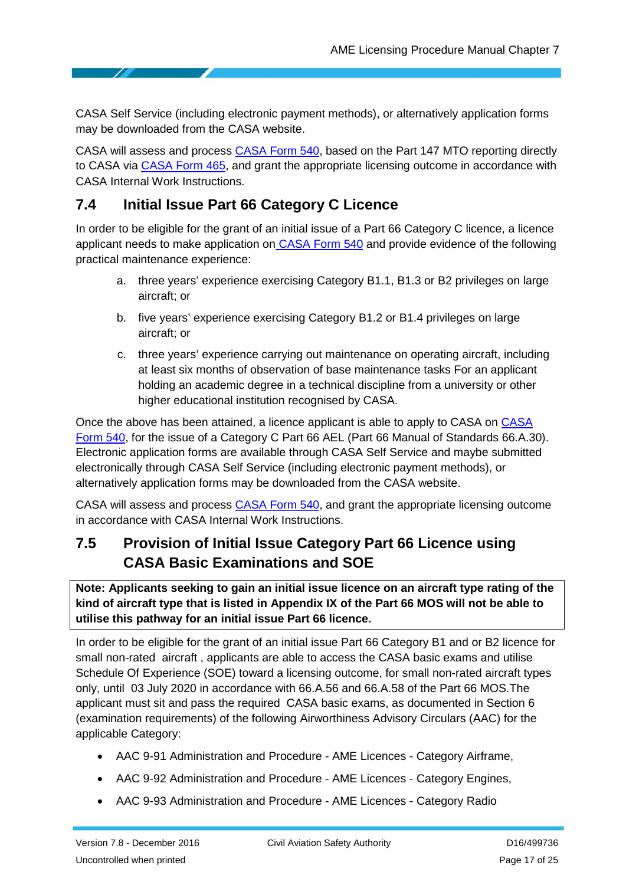CASA Self Service (including electronic payment methods), or alternatively application forms may be downloaded from the CASA website.

CASA will assess and process CASA Form 540, based on the Part 147 MTO reporting directly to CASA via CASA Form 465, and grant the appropriate licensing outcome in accordance with CASA Internal Work Instructions.

## 7.4 Initial Issue Part 66 Category C Licence

In order to be eligible for the grant of an initial issue of a Part 66 Category C licence, a licence applicant needs to make application on CASA Form 540 and provide evidence of the following practical maintenance experience:

a. three years' experience exercising Category B1.1, B1.3 or B2 privileges on large aircraft; or

b. five years' experience exercising Category B1.2 or B1.4 privileges on large aircraft; or

c. three years' experience carrying out maintenance on operating aircraft, including at least six months of observation of base maintenance tasks For an applicant holding an academic degree in a technical discipline from a university or other higher educational institution recognised by CASA.

Once the above has been attained, a licence applicant is able to apply to CASA on CASA Form 540, for the issue of a Category C Part 66 AEL (Part 66 Manual of Standards 66.A.30). Electronic application forms are available through CASA Self Service and maybe submitted electronically through CASA Self Service (including electronic payment methods), or alternatively application forms may be downloaded from the CASA website.

CASA will assess and process CASA Form 540, and grant the appropriate licensing outcome in accordance with CASA Internal Work Instructions.

## 7.5 Provision of Initial Issue Category Part 66 Licence using CASA Basic Examinations and SOE

**Note: Applicants seeking to gain an initial issue licence on an aircraft type rating of the kind of aircraft type that is listed in Appendix IX of the Part 66 MOS will not be able to utilise this pathway for an initial issue Part 66 licence.**

In order to be eligible for the grant of an initial issue Part 66 Category B1 and or B2 licence for small non-rated aircraft , applicants are able to access the CASA basic exams and utilise Schedule Of Experience (SOE) toward a licensing outcome, for small non-rated aircraft types only, until 03 July 2020 in accordance with 66.A.56 and 66.A.58 of the Part 66 MOS.The applicant must sit and pass the required CASA basic exams, as documented in Section 6 (examination requirements) of the following Airworthiness Advisory Circulars (AAC) for the applicable Category:

- AAC 9-91 Administration and Procedure - AME Licences - Category Airframe,
- AAC 9-92 Administration and Procedure - AME Licences - Category Engines,
- AAC 9-93 Administration and Procedure - AME Licences - Category Radio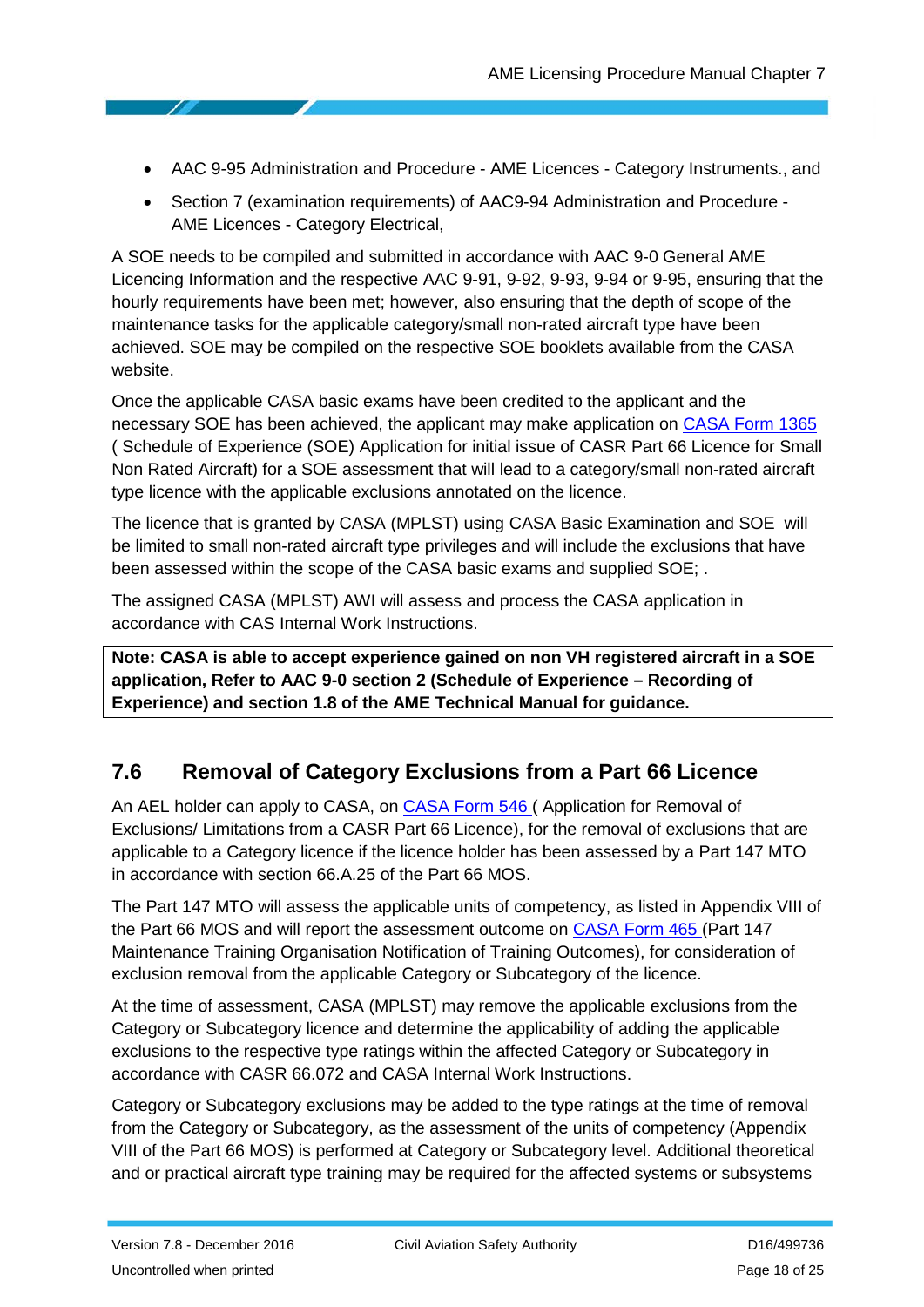- AAC 9-95 Administration and Procedure - AME Licences - Category Instruments., and
- Section 7 (examination requirements) of AAC9-94 Administration and Procedure - AME Licences - Category Electrical,

A SOE needs to be compiled and submitted in accordance with AAC 9-0 General AME Licencing Information and the respective AAC 9-91, 9-92, 9-93, 9-94 or 9-95, ensuring that the hourly requirements have been met; however, also ensuring that the depth of scope of the maintenance tasks for the applicable category/small non-rated aircraft type have been achieved. SOE may be compiled on the respective SOE booklets available from the CASA website.

Once the applicable CASA basic exams have been credited to the applicant and the necessary SOE has been achieved, the applicant may make application on CASA Form 1365 ( Schedule of Experience (SOE) Application for initial issue of CASR Part 66 Licence for Small Non Rated Aircraft) for a SOE assessment that will lead to a category/small non-rated aircraft type licence with the applicable exclusions annotated on the licence.

The licence that is granted by CASA (MPLST) using CASA Basic Examination and SOE will be limited to small non-rated aircraft type privileges and will include the exclusions that have been assessed within the scope of the CASA basic exams and supplied SOE; .

The assigned CASA (MPLST) AWI will assess and process the CASA application in accordance with CAS Internal Work Instructions.

**Note: CASA is able to accept experience gained on non VH registered aircraft in a SOE application, Refer to AAC 9-0 section 2 (Schedule of Experience – Recording of Experience) and section 1.8 of the AME Technical Manual for guidance.**

## 7.6 Removal of Category Exclusions from a Part 66 Licence

An AEL holder can apply to CASA, on CASA Form 546 ( Application for Removal of Exclusions/ Limitations from a CASR Part 66 Licence), for the removal of exclusions that are applicable to a Category licence if the licence holder has been assessed by a Part 147 MTO in accordance with section 66.A.25 of the Part 66 MOS.

The Part 147 MTO will assess the applicable units of competency, as listed in Appendix VIII of the Part 66 MOS and will report the assessment outcome on CASA Form 465 (Part 147 Maintenance Training Organisation Notification of Training Outcomes), for consideration of exclusion removal from the applicable Category or Subcategory of the licence.

At the time of assessment, CASA (MPLST) may remove the applicable exclusions from the Category or Subcategory licence and determine the applicability of adding the applicable exclusions to the respective type ratings within the affected Category or Subcategory in accordance with CASR 66.072 and CASA Internal Work Instructions.

Category or Subcategory exclusions may be added to the type ratings at the time of removal from the Category or Subcategory, as the assessment of the units of competency (Appendix VIII of the Part 66 MOS) is performed at Category or Subcategory level. Additional theoretical and or practical aircraft type training may be required for the affected systems or subsystems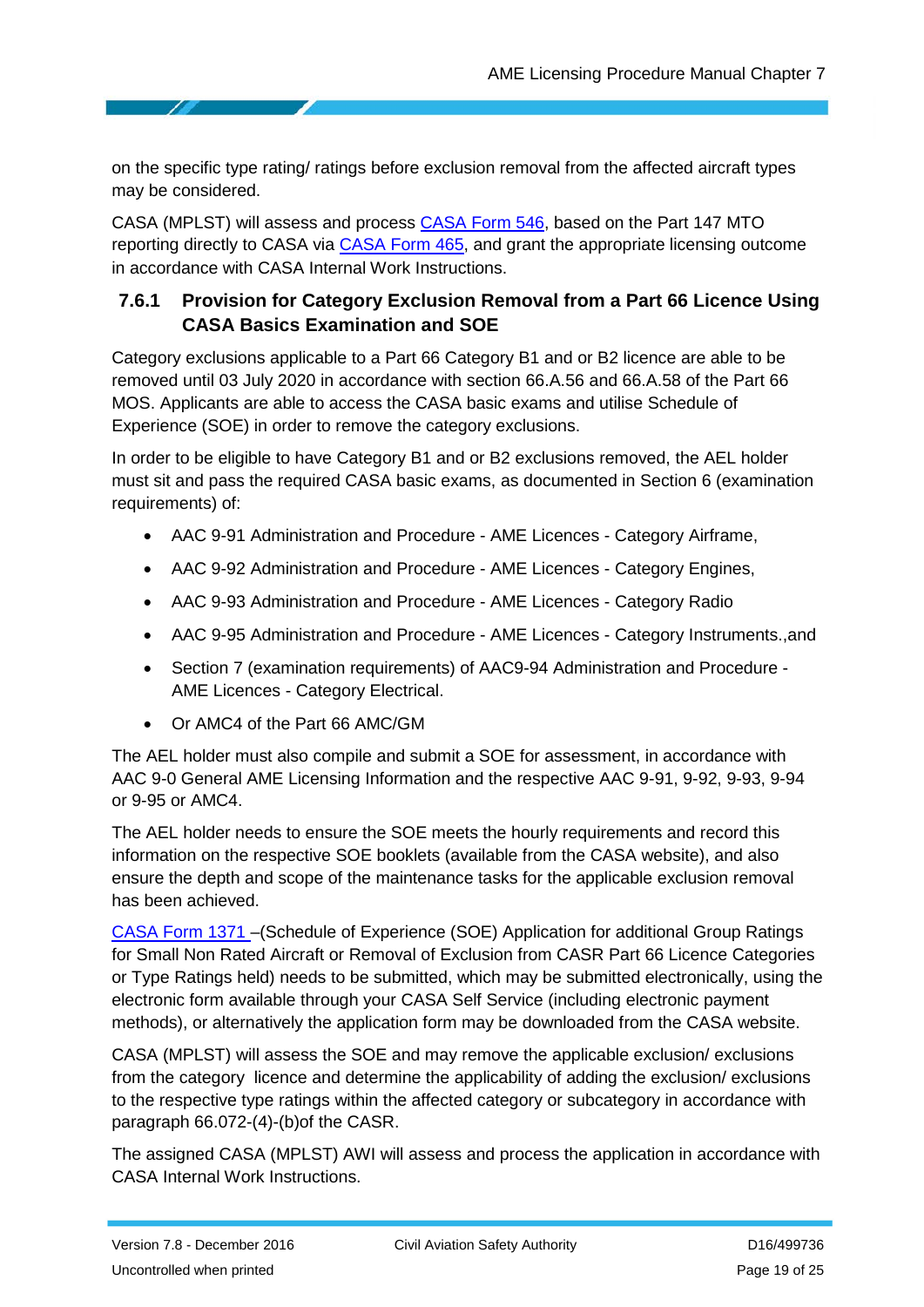on the specific type rating/ ratings before exclusion removal from the affected aircraft types may be considered.

CASA (MPLST) will assess and process CASA Form 546, based on the Part 147 MTO reporting directly to CASA via CASA Form 465, and grant the appropriate licensing outcome in accordance with CASA Internal Work Instructions.

### 7.6.1 Provision for Category Exclusion Removal from a Part 66 Licence Using CASA Basics Examination and SOE

Category exclusions applicable to a Part 66 Category B1 and or B2 licence are able to be removed until 03 July 2020 in accordance with section 66.A.56 and 66.A.58 of the Part 66 MOS. Applicants are able to access the CASA basic exams and utilise Schedule of Experience (SOE) in order to remove the category exclusions.

In order to be eligible to have Category B1 and or B2 exclusions removed, the AEL holder must sit and pass the required CASA basic exams, as documented in Section 6 (examination requirements) of:

- AAC 9-91 Administration and Procedure - AME Licences - Category Airframe,
- AAC 9-92 Administration and Procedure - AME Licences - Category Engines,
- AAC 9-93 Administration and Procedure - AME Licences - Category Radio
- AAC 9-95 Administration and Procedure - AME Licences - Category Instruments.,and
- Section 7 (examination requirements) of AAC9-94 Administration and Procedure - AME Licences - Category Electrical.
- Or AMC4 of the Part 66 AMC/GM

The AEL holder must also compile and submit a SOE for assessment, in accordance with AAC 9-0 General AME Licensing Information and the respective AAC 9-91, 9-92, 9-93, 9-94 or 9-95 or AMC4.

The AEL holder needs to ensure the SOE meets the hourly requirements and record this information on the respective SOE booklets (available from the CASA website), and also ensure the depth and scope of the maintenance tasks for the applicable exclusion removal has been achieved.

CASA Form 1371 –(Schedule of Experience (SOE) Application for additional Group Ratings for Small Non Rated Aircraft or Removal of Exclusion from CASR Part 66 Licence Categories or Type Ratings held) needs to be submitted, which may be submitted electronically, using the electronic form available through your CASA Self Service (including electronic payment methods), or alternatively the application form may be downloaded from the CASA website.

CASA (MPLST) will assess the SOE and may remove the applicable exclusion/ exclusions from the category licence and determine the applicability of adding the exclusion/ exclusions to the respective type ratings within the affected category or subcategory in accordance with paragraph 66.072-(4)-(b)of the CASR.

The assigned CASA (MPLST) AWI will assess and process the application in accordance with CASA Internal Work Instructions.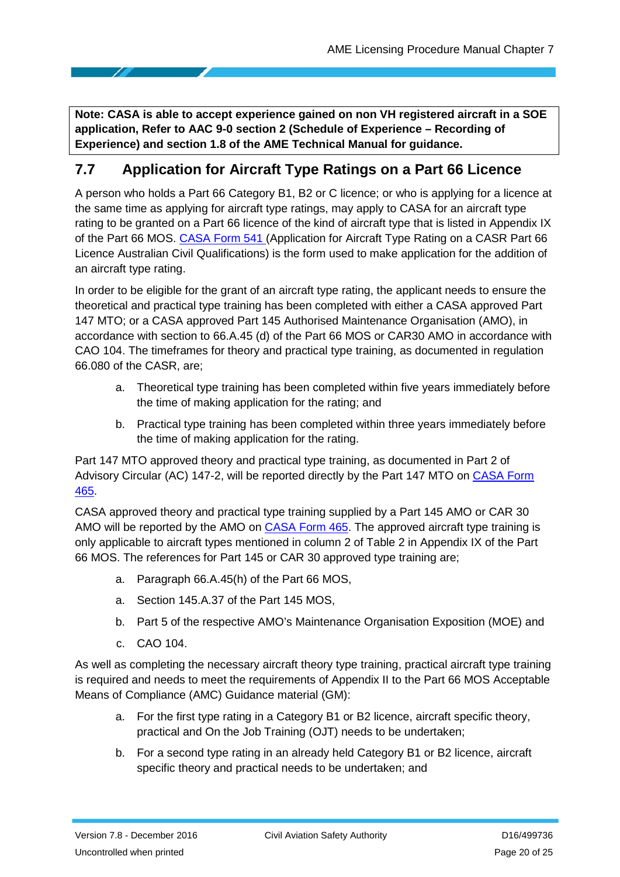**Note: CASA is able to accept experience gained on non VH registered aircraft in a SOE application, Refer to AAC 9-0 section 2 (Schedule of Experience – Recording of Experience) and section 1.8 of the AME Technical Manual for guidance.**

## 7.7 Application for Aircraft Type Ratings on a Part 66 Licence

A person who holds a Part 66 Category B1, B2 or C licence; or who is applying for a licence at the same time as applying for aircraft type ratings, may apply to CASA for an aircraft type rating to be granted on a Part 66 licence of the kind of aircraft type that is listed in Appendix IX of the Part 66 MOS. CASA Form 541 (Application for Aircraft Type Rating on a CASR Part 66 Licence Australian Civil Qualifications) is the form used to make application for the addition of an aircraft type rating.

In order to be eligible for the grant of an aircraft type rating, the applicant needs to ensure the theoretical and practical type training has been completed with either a CASA approved Part 147 MTO; or a CASA approved Part 145 Authorised Maintenance Organisation (AMO), in accordance with section to 66.A.45 (d) of the Part 66 MOS or CAR30 AMO in accordance with CAO 104. The timeframes for theory and practical type training, as documented in regulation 66.080 of the CASR, are;

a. Theoretical type training has been completed within five years immediately before the time of making application for the rating; and

b. Practical type training has been completed within three years immediately before the time of making application for the rating.

Part 147 MTO approved theory and practical type training, as documented in Part 2 of Advisory Circular (AC) 147-2, will be reported directly by the Part 147 MTO on CASA Form 465.

CASA approved theory and practical type training supplied by a Part 145 AMO or CAR 30 AMO will be reported by the AMO on CASA Form 465. The approved aircraft type training is only applicable to aircraft types mentioned in column 2 of Table 2 in Appendix IX of the Part 66 MOS. The references for Part 145 or CAR 30 approved type training are;

a. Paragraph 66.A.45(h) of the Part 66 MOS,

a. Section 145.A.37 of the Part 145 MOS,

b. Part 5 of the respective AMO's Maintenance Organisation Exposition (MOE) and

c. CAO 104.

As well as completing the necessary aircraft theory type training, practical aircraft type training is required and needs to meet the requirements of Appendix II to the Part 66 MOS Acceptable Means of Compliance (AMC) Guidance material (GM):

a. For the first type rating in a Category B1 or B2 licence, aircraft specific theory, practical and On the Job Training (OJT) needs to be undertaken;

b. For a second type rating in an already held Category B1 or B2 licence, aircraft specific theory and practical needs to be undertaken; and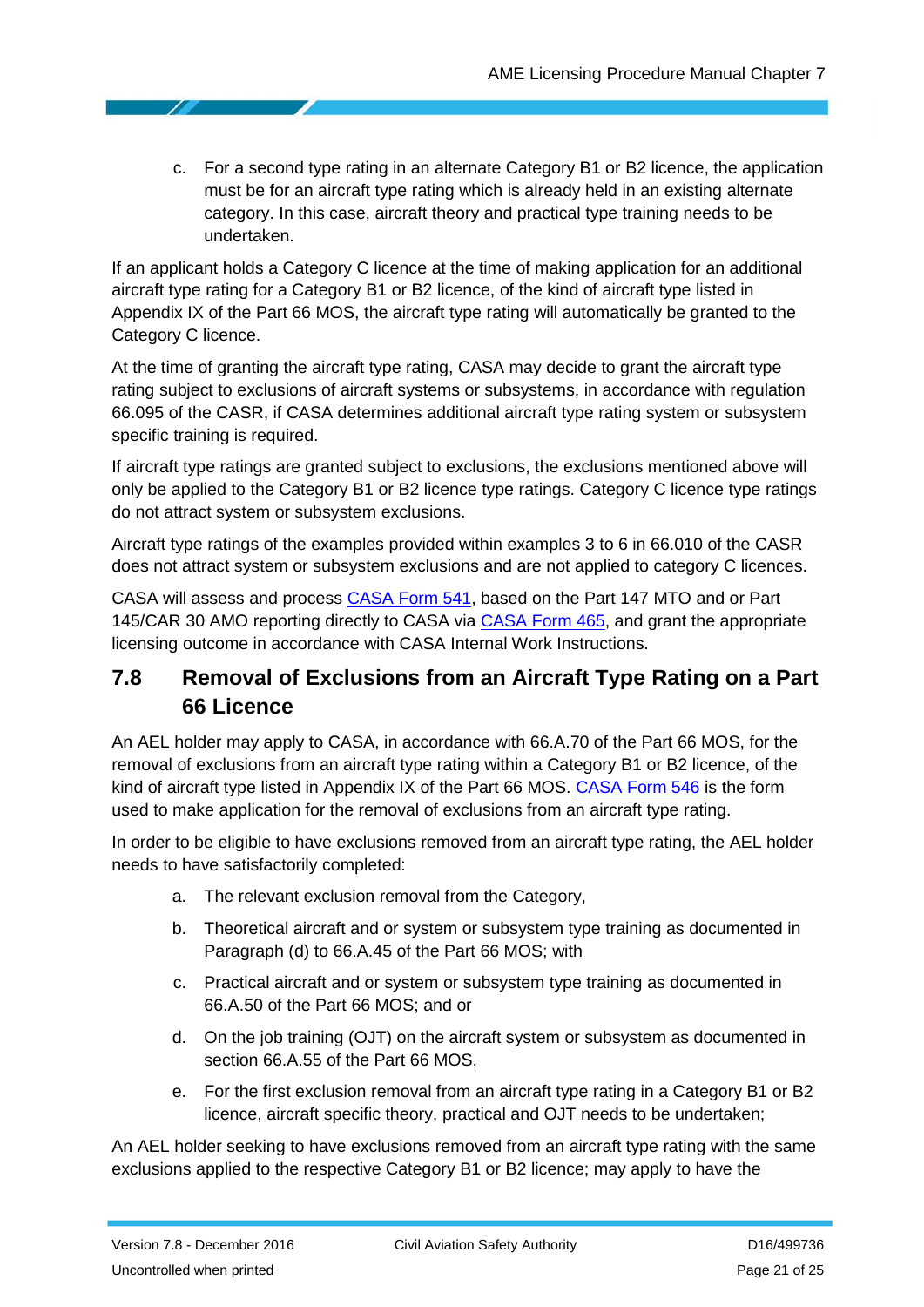c. For a second type rating in an alternate Category B1 or B2 licence, the application must be for an aircraft type rating which is already held in an existing alternate category. In this case, aircraft theory and practical type training needs to be undertaken.

If an applicant holds a Category C licence at the time of making application for an additional aircraft type rating for a Category B1 or B2 licence, of the kind of aircraft type listed in Appendix IX of the Part 66 MOS, the aircraft type rating will automatically be granted to the Category C licence.

At the time of granting the aircraft type rating, CASA may decide to grant the aircraft type rating subject to exclusions of aircraft systems or subsystems, in accordance with regulation 66.095 of the CASR, if CASA determines additional aircraft type rating system or subsystem specific training is required.

If aircraft type ratings are granted subject to exclusions, the exclusions mentioned above will only be applied to the Category B1 or B2 licence type ratings. Category C licence type ratings do not attract system or subsystem exclusions.

Aircraft type ratings of the examples provided within examples 3 to 6 in 66.010 of the CASR does not attract system or subsystem exclusions and are not applied to category C licences.

CASA will assess and process CASA Form 541, based on the Part 147 MTO and or Part 145/CAR 30 AMO reporting directly to CASA via CASA Form 465, and grant the appropriate licensing outcome in accordance with CASA Internal Work Instructions.

## 7.8 Removal of Exclusions from an Aircraft Type Rating on a Part 66 Licence

An AEL holder may apply to CASA, in accordance with 66.A.70 of the Part 66 MOS, for the removal of exclusions from an aircraft type rating within a Category B1 or B2 licence, of the kind of aircraft type listed in Appendix IX of the Part 66 MOS. CASA Form 546 is the form used to make application for the removal of exclusions from an aircraft type rating.

In order to be eligible to have exclusions removed from an aircraft type rating, the AEL holder needs to have satisfactorily completed:

a. The relevant exclusion removal from the Category,

b. Theoretical aircraft and or system or subsystem type training as documented in Paragraph (d) to 66.A.45 of the Part 66 MOS; with

c. Practical aircraft and or system or subsystem type training as documented in 66.A.50 of the Part 66 MOS; and or

d. On the job training (OJT) on the aircraft system or subsystem as documented in section 66.A.55 of the Part 66 MOS,

e. For the first exclusion removal from an aircraft type rating in a Category B1 or B2 licence, aircraft specific theory, practical and OJT needs to be undertaken;

An AEL holder seeking to have exclusions removed from an aircraft type rating with the same exclusions applied to the respective Category B1 or B2 licence; may apply to have the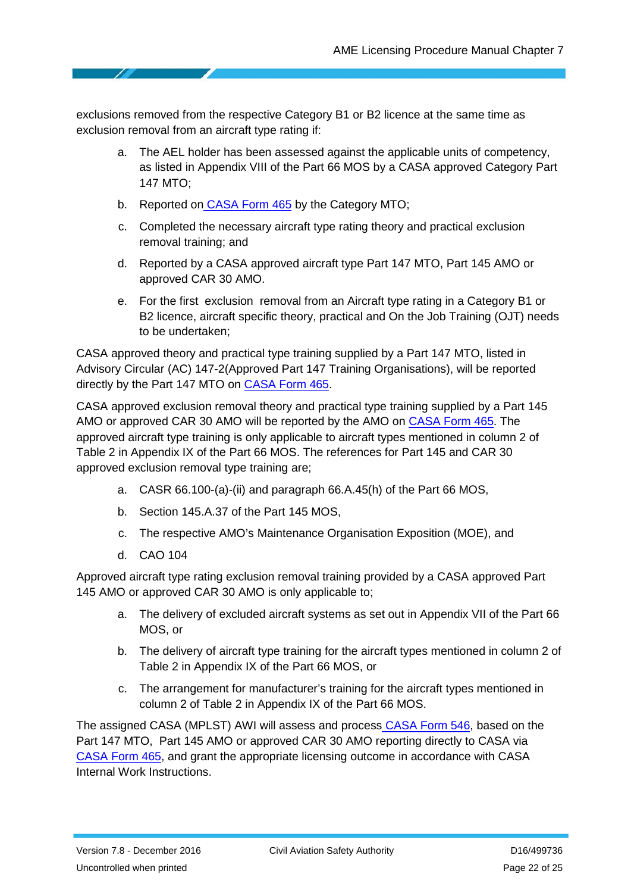exclusions removed from the respective Category B1 or B2 licence at the same time as exclusion removal from an aircraft type rating if:

a. The AEL holder has been assessed against the applicable units of competency, as listed in Appendix VIII of the Part 66 MOS by a CASA approved Category Part 147 MTO;

b. Reported on CASA Form 465 by the Category MTO;

c. Completed the necessary aircraft type rating theory and practical exclusion removal training; and

d. Reported by a CASA approved aircraft type Part 147 MTO, Part 145 AMO or approved CAR 30 AMO.

e. For the first exclusion removal from an Aircraft type rating in a Category B1 or B2 licence, aircraft specific theory, practical and On the Job Training (OJT) needs to be undertaken;

CASA approved theory and practical type training supplied by a Part 147 MTO, listed in Advisory Circular (AC) 147-2(Approved Part 147 Training Organisations), will be reported directly by the Part 147 MTO on CASA Form 465.

CASA approved exclusion removal theory and practical type training supplied by a Part 145 AMO or approved CAR 30 AMO will be reported by the AMO on CASA Form 465. The approved aircraft type training is only applicable to aircraft types mentioned in column 2 of Table 2 in Appendix IX of the Part 66 MOS. The references for Part 145 and CAR 30 approved exclusion removal type training are;

a. CASR 66.100-(a)-(ii) and paragraph 66.A.45(h) of the Part 66 MOS,

b. Section 145.A.37 of the Part 145 MOS,

c. The respective AMO's Maintenance Organisation Exposition (MOE), and

d. CAO 104

Approved aircraft type rating exclusion removal training provided by a CASA approved Part 145 AMO or approved CAR 30 AMO is only applicable to;

a. The delivery of excluded aircraft systems as set out in Appendix VII of the Part 66 MOS, or

b. The delivery of aircraft type training for the aircraft types mentioned in column 2 of Table 2 in Appendix IX of the Part 66 MOS, or

c. The arrangement for manufacturer's training for the aircraft types mentioned in column 2 of Table 2 in Appendix IX of the Part 66 MOS.

The assigned CASA (MPLST) AWI will assess and process CASA Form 546, based on the Part 147 MTO, Part 145 AMO or approved CAR 30 AMO reporting directly to CASA via CASA Form 465, and grant the appropriate licensing outcome in accordance with CASA Internal Work Instructions.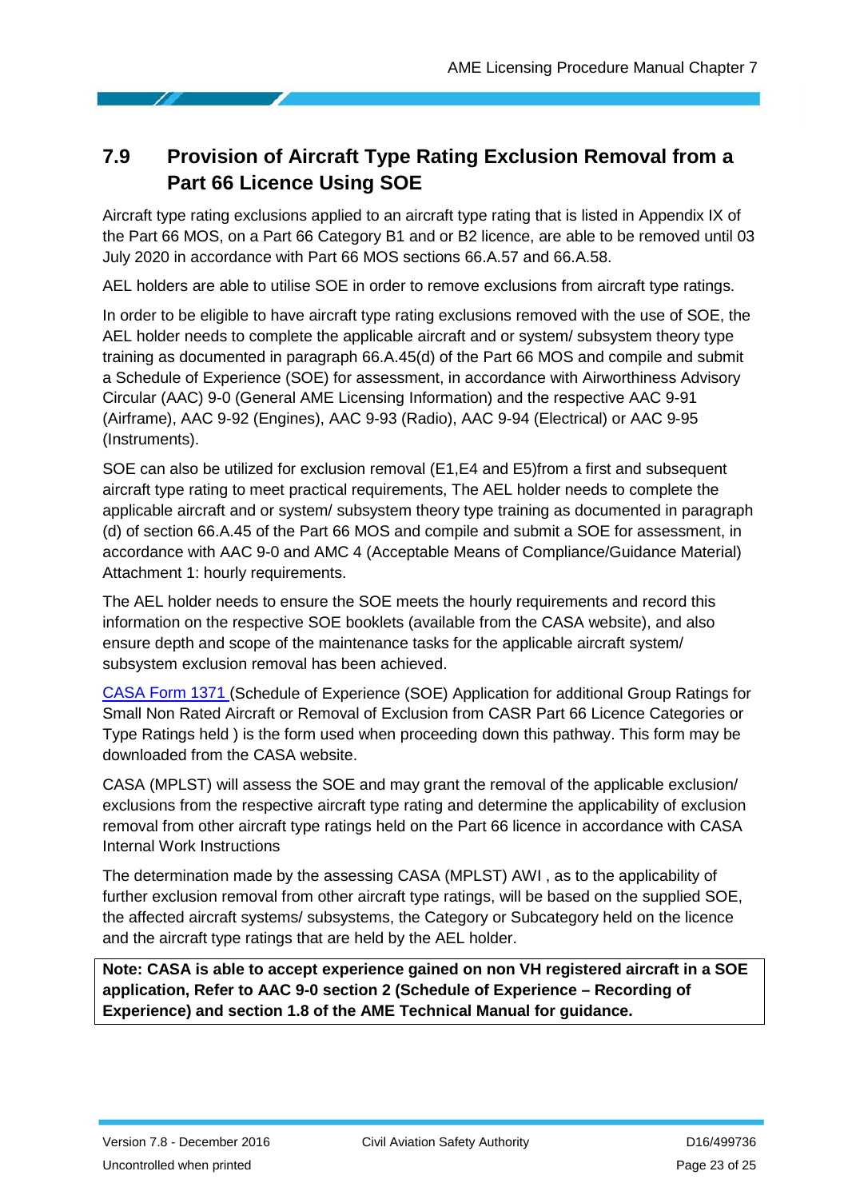## 7.9 Provision of Aircraft Type Rating Exclusion Removal from a Part 66 Licence Using SOE

Aircraft type rating exclusions applied to an aircraft type rating that is listed in Appendix IX of the Part 66 MOS, on a Part 66 Category B1 and or B2 licence, are able to be removed until 03 July 2020 in accordance with Part 66 MOS sections 66.A.57 and 66.A.58.

AEL holders are able to utilise SOE in order to remove exclusions from aircraft type ratings.

In order to be eligible to have aircraft type rating exclusions removed with the use of SOE, the AEL holder needs to complete the applicable aircraft and or system/ subsystem theory type training as documented in paragraph 66.A.45(d) of the Part 66 MOS and compile and submit a Schedule of Experience (SOE) for assessment, in accordance with Airworthiness Advisory Circular (AAC) 9-0 (General AME Licensing Information) and the respective AAC 9-91 (Airframe), AAC 9-92 (Engines), AAC 9-93 (Radio), AAC 9-94 (Electrical) or AAC 9-95 (Instruments).

SOE can also be utilized for exclusion removal (E1,E4 and E5)from a first and subsequent aircraft type rating to meet practical requirements, The AEL holder needs to complete the applicable aircraft and or system/ subsystem theory type training as documented in paragraph (d) of section 66.A.45 of the Part 66 MOS and compile and submit a SOE for assessment, in accordance with AAC 9-0 and AMC 4 (Acceptable Means of Compliance/Guidance Material) Attachment 1: hourly requirements.

The AEL holder needs to ensure the SOE meets the hourly requirements and record this information on the respective SOE booklets (available from the CASA website), and also ensure depth and scope of the maintenance tasks for the applicable aircraft system/ subsystem exclusion removal has been achieved.

CASA Form 1371 (Schedule of Experience (SOE) Application for additional Group Ratings for Small Non Rated Aircraft or Removal of Exclusion from CASR Part 66 Licence Categories or Type Ratings held ) is the form used when proceeding down this pathway. This form may be downloaded from the CASA website.

CASA (MPLST) will assess the SOE and may grant the removal of the applicable exclusion/ exclusions from the respective aircraft type rating and determine the applicability of exclusion removal from other aircraft type ratings held on the Part 66 licence in accordance with CASA Internal Work Instructions

The determination made by the assessing CASA (MPLST) AWI , as to the applicability of further exclusion removal from other aircraft type ratings, will be based on the supplied SOE, the affected aircraft systems/ subsystems, the Category or Subcategory held on the licence and the aircraft type ratings that are held by the AEL holder.

**Note: CASA is able to accept experience gained on non VH registered aircraft in a SOE application, Refer to AAC 9-0 section 2 (Schedule of Experience – Recording of Experience) and section 1.8 of the AME Technical Manual for guidance.**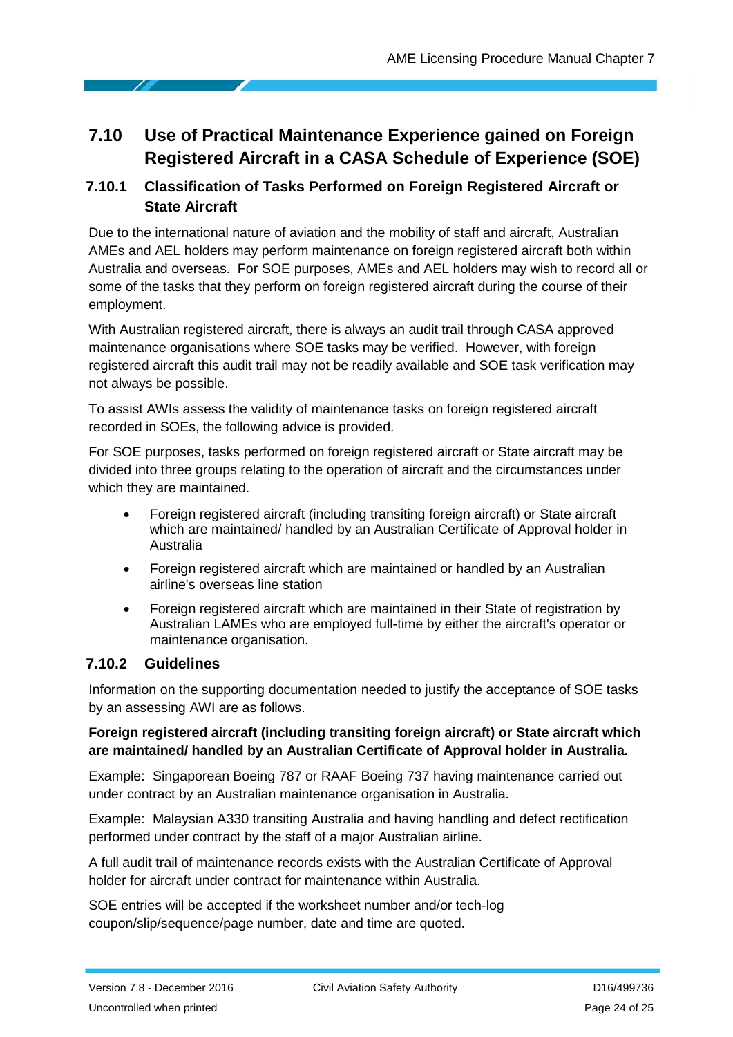## 7.10 Use of Practical Maintenance Experience gained on Foreign Registered Aircraft in a CASA Schedule of Experience (SOE)

### 7.10.1 Classification of Tasks Performed on Foreign Registered Aircraft or State Aircraft

Due to the international nature of aviation and the mobility of staff and aircraft, Australian AMEs and AEL holders may perform maintenance on foreign registered aircraft both within Australia and overseas. For SOE purposes, AMEs and AEL holders may wish to record all or some of the tasks that they perform on foreign registered aircraft during the course of their employment.

With Australian registered aircraft, there is always an audit trail through CASA approved maintenance organisations where SOE tasks may be verified. However, with foreign registered aircraft this audit trail may not be readily available and SOE task verification may not always be possible.

To assist AWIs assess the validity of maintenance tasks on foreign registered aircraft recorded in SOEs, the following advice is provided.

For SOE purposes, tasks performed on foreign registered aircraft or State aircraft may be divided into three groups relating to the operation of aircraft and the circumstances under which they are maintained.

- Foreign registered aircraft (including transiting foreign aircraft) or State aircraft which are maintained/ handled by an Australian Certificate of Approval holder in Australia
- Foreign registered aircraft which are maintained or handled by an Australian airline's overseas line station
- Foreign registered aircraft which are maintained in their State of registration by Australian LAMEs who are employed full-time by either the aircraft's operator or maintenance organisation.

### 7.10.2 Guidelines

Information on the supporting documentation needed to justify the acceptance of SOE tasks by an assessing AWI are as follows.

**Foreign registered aircraft (including transiting foreign aircraft) or State aircraft which are maintained/ handled by an Australian Certificate of Approval holder in Australia.**

Example: Singaporean Boeing 787 or RAAF Boeing 737 having maintenance carried out under contract by an Australian maintenance organisation in Australia.

Example: Malaysian A330 transiting Australia and having handling and defect rectification performed under contract by the staff of a major Australian airline.

A full audit trail of maintenance records exists with the Australian Certificate of Approval holder for aircraft under contract for maintenance within Australia.

SOE entries will be accepted if the worksheet number and/or tech-log coupon/slip/sequence/page number, date and time are quoted.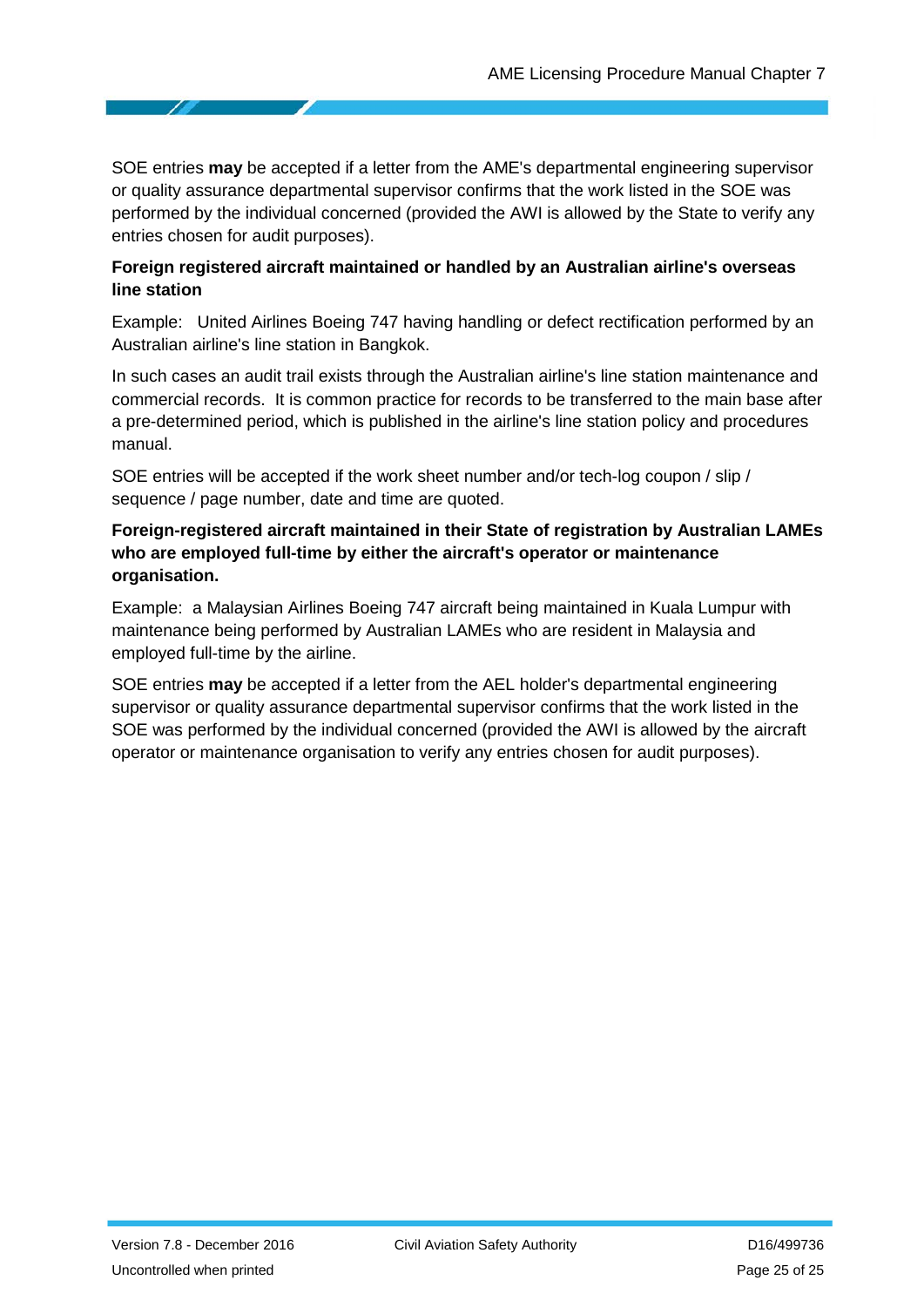SOE entries **may** be accepted if a letter from the AME's departmental engineering supervisor or quality assurance departmental supervisor confirms that the work listed in the SOE was performed by the individual concerned (provided the AWI is allowed by the State to verify any entries chosen for audit purposes).

**Foreign registered aircraft maintained or handled by an Australian airline's overseas line station**

Example: United Airlines Boeing 747 having handling or defect rectification performed by an Australian airline's line station in Bangkok.

In such cases an audit trail exists through the Australian airline's line station maintenance and commercial records. It is common practice for records to be transferred to the main base after a pre-determined period, which is published in the airline's line station policy and procedures manual.

SOE entries will be accepted if the work sheet number and/or tech-log coupon / slip / sequence / page number, date and time are quoted.

**Foreign-registered aircraft maintained in their State of registration by Australian LAMEs who are employed full-time by either the aircraft's operator or maintenance organisation.**

Example: a Malaysian Airlines Boeing 747 aircraft being maintained in Kuala Lumpur with maintenance being performed by Australian LAMEs who are resident in Malaysia and employed full-time by the airline.

SOE entries **may** be accepted if a letter from the AEL holder's departmental engineering supervisor or quality assurance departmental supervisor confirms that the work listed in the SOE was performed by the individual concerned (provided the AWI is allowed by the aircraft operator or maintenance organisation to verify any entries chosen for audit purposes).